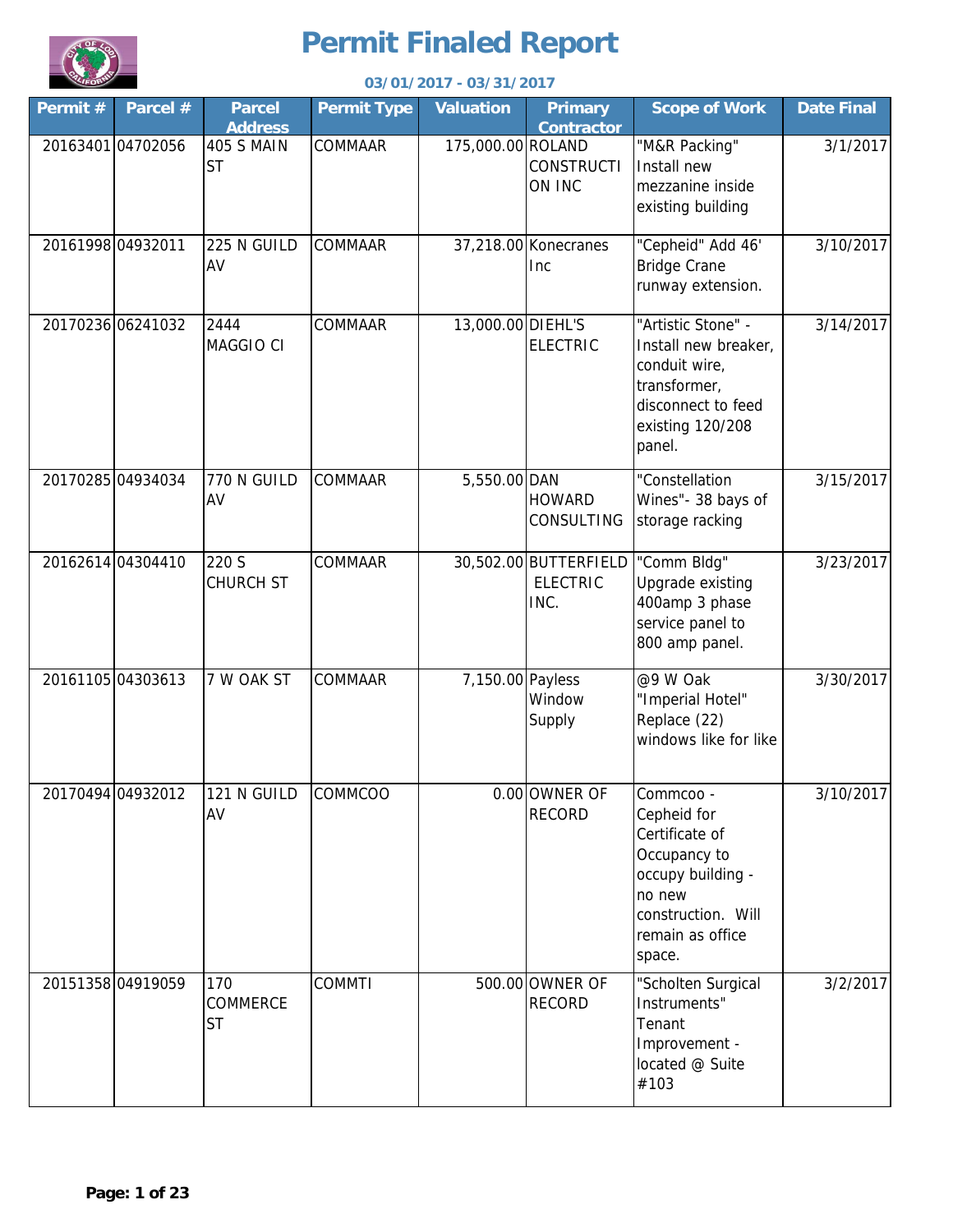# Permit Finaled Report

**03/01/2017 - 03/31/2017**

| Permit # | Parcel # | Parcel Address | Permit Type | Valuation | Primary Contractor | Scope of Work | Date Final |
|---|---|---|---|---|---|---|---|
| 20163401 | 04702056 | 405 S MAIN ST | COMMAAR | 175,000.00 | ROLAND CONSTRUCTION INC | "M&R Packing" Install new mezzanine inside existing building | 3/1/2017 |
| 20161998 | 04932011 | 225 N GUILD AV | COMMAAR | 37,218.00 | Konecranes Inc | "Cepheid" Add 46' Bridge Crane runway extension. | 3/10/2017 |
| 20170236 | 06241032 | 2444 MAGGIO CI | COMMAAR | 13,000.00 | DIEHL'S ELECTRIC | "Artistic Stone" - Install new breaker, conduit wire, transformer, disconnect to feed existing 120/208 panel. | 3/14/2017 |
| 20170285 | 04934034 | 770 N GUILD AV | COMMAAR | 5,550.00 | DAN HOWARD CONSULTING | "Constellation Wines"- 38 bays of storage racking | 3/15/2017 |
| 20162614 | 04304410 | 220 S CHURCH ST | COMMAAR | 30,502.00 | BUTTERFIELD ELECTRIC INC. | "Comm Bldg" Upgrade existing 400amp 3 phase service panel to 800 amp panel. | 3/23/2017 |
| 20161105 | 04303613 | 7 W OAK ST | COMMAAR | 7,150.00 | Payless Window Supply | @9 W Oak "Imperial Hotel" Replace (22) windows like for like | 3/30/2017 |
| 20170494 | 04932012 | 121 N GUILD AV | COMMCOO | 0.00 | OWNER OF RECORD | Commcoo - Cepheid for Certificate of Occupancy to occupy building - no new construction. Will remain as office space. | 3/10/2017 |
| 20151358 | 04919059 | 170 COMMERCE ST | COMMTI | 500.00 | OWNER OF RECORD | "Scholten Surgical Instruments" Tenant Improvement - located @ Suite #103 | 3/2/2017 |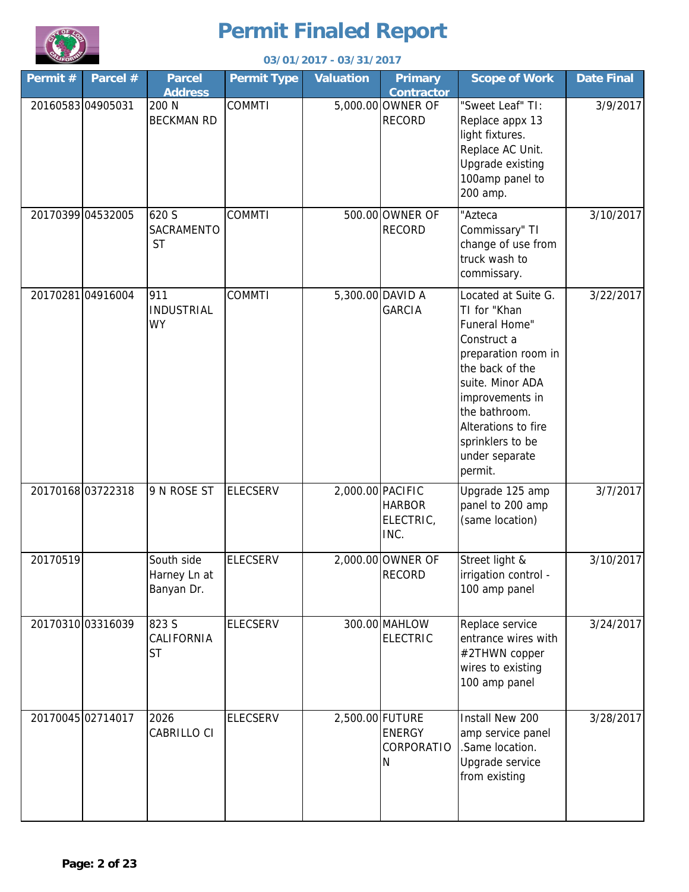# Permit Finaled Report

**03/01/2017 - 03/31/2017**

| Permit # | Parcel # | Parcel Address | Permit Type | Valuation | Primary Contractor | Scope of Work | Date Final |
|---|---|---|---|---|---|---|---|
| 20160583 | 04905031 | 200 N BECKMAN RD | COMMTI | 5,000.00 | OWNER OF RECORD | "Sweet Leaf" TI: Replace appx 13 light fixtures. Replace AC Unit. Upgrade existing 100amp panel to 200 amp. | 3/9/2017 |
| 20170399 | 04532005 | 620 S SACRAMENTO ST | COMMTI | 500.00 | OWNER OF RECORD | "Azteca Commissary" TI change of use from truck wash to commissary. | 3/10/2017 |
| 20170281 | 04916004 | 911 INDUSTRIAL WY | COMMTI | 5,300.00 | DAVID A GARCIA | Located at Suite G. TI for "Khan Funeral Home" Construct a preparation room in the back of the suite. Minor ADA improvements in the bathroom. Alterations to fire sprinklers to be under separate permit. | 3/22/2017 |
| 20170168 | 03722318 | 9 N ROSE ST | ELECSERV | 2,000.00 | PACIFIC HARBOR ELECTRIC, INC. | Upgrade 125 amp panel to 200 amp (same location) | 3/7/2017 |
| 20170519 | | South side Harney Ln at Banyan Dr. | ELECSERV | 2,000.00 | OWNER OF RECORD | Street light & irrigation control - 100 amp panel | 3/10/2017 |
| 20170310 | 03316039 | 823 S CALIFORNIA ST | ELECSERV | 300.00 | MAHLOW ELECTRIC | Replace service entrance wires with #2THWN copper wires to existing 100 amp panel | 3/24/2017 |
| 20170045 | 02714017 | 2026 CABRILLO CI | ELECSERV | 2,500.00 | FUTURE ENERGY CORPORATION | Install New 200 amp service panel .Same location. Upgrade service from existing | 3/28/2017 |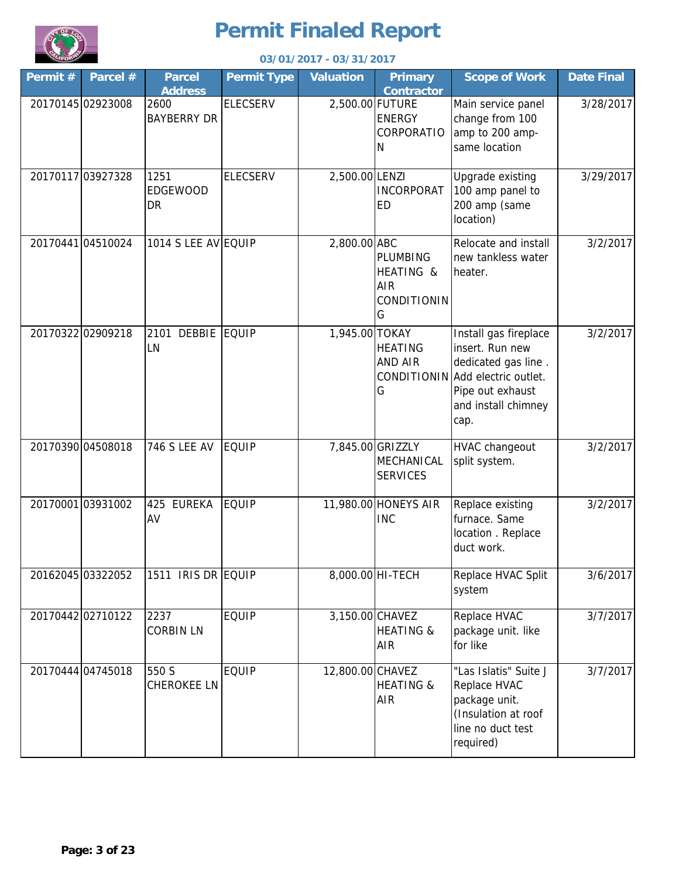# Permit Finaled Report

**03/01/2017 - 03/31/2017**

| Permit # | Parcel # | Parcel Address | Permit Type | Valuation | Primary Contractor | Scope of Work | Date Final |
|---|---|---|---|---|---|---|---|
| 20170145 | 02923008 | 2600 BAYBERRY DR | ELECSERV | 2,500.00 | FUTURE ENERGY CORPORATION | Main service panel change from 100 amp to 200 amp- same location | 3/28/2017 |
| 20170117 | 03927328 | 1251 EDGEWOOD DR | ELECSERV | 2,500.00 | LENZI INCORPORATED | Upgrade existing 100 amp panel to 200 amp (same location) | 3/29/2017 |
| 20170441 | 04510024 | 1014 S LEE AV | EQUIP | 2,800.00 | ABC PLUMBING HEATING & AIR CONDITIONING | Relocate and install new tankless water heater. | 3/2/2017 |
| 20170322 | 02909218 | 2101 DEBBIE LN | EQUIP | 1,945.00 | TOKAY HEATING AND AIR CONDITIONING | Install gas fireplace insert. Run new dedicated gas line . Add electric outlet. Pipe out exhaust and install chimney cap. | 3/2/2017 |
| 20170390 | 04508018 | 746 S LEE AV | EQUIP | 7,845.00 | GRIZZLY MECHANICAL SERVICES | HVAC changeout split system. | 3/2/2017 |
| 20170001 | 03931002 | 425 EUREKA AV | EQUIP | 11,980.00 | HONEYS AIR INC | Replace existing furnace. Same location . Replace duct work. | 3/2/2017 |
| 20162045 | 03322052 | 1511 IRIS DR | EQUIP | 8,000.00 | HI-TECH | Replace HVAC Split system | 3/6/2017 |
| 20170442 | 02710122 | 2237 CORBIN LN | EQUIP | 3,150.00 | CHAVEZ HEATING & AIR | Replace HVAC package unit. like for like | 3/7/2017 |
| 20170444 | 04745018 | 550 S CHEROKEE LN | EQUIP | 12,800.00 | CHAVEZ HEATING & AIR | "Las Islatis" Suite J Replace HVAC package unit. (Insulation at roof line no duct test required) | 3/7/2017 |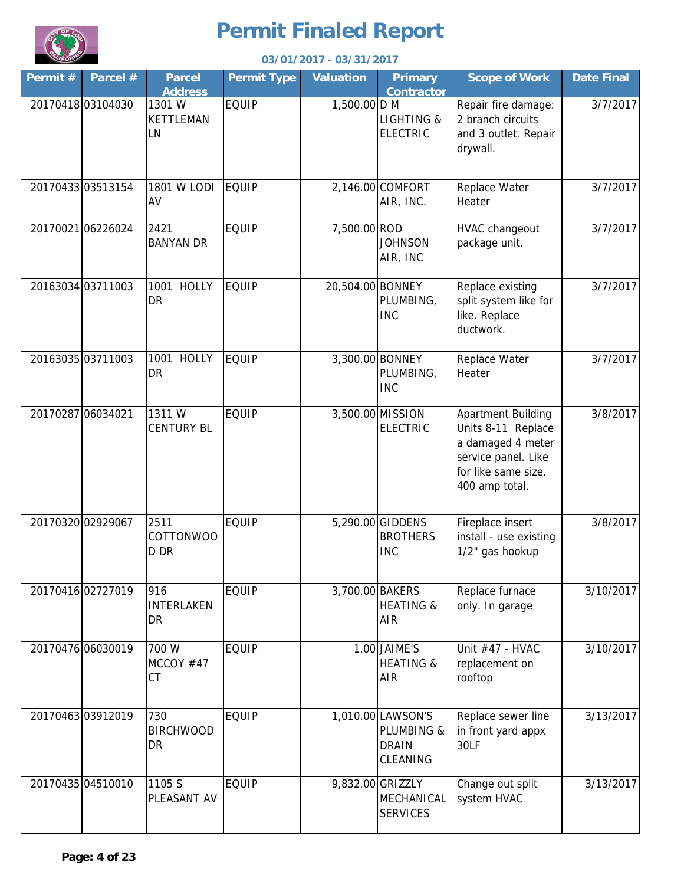# Permit Finaled Report

**03/01/2017 - 03/31/2017**

| Permit # | Parcel # | Parcel Address | Permit Type | Valuation | Primary Contractor | Scope of Work | Date Final |
|---|---|---|---|---|---|---|---|
| 20170418 | 03104030 | 1301 W KETTLEMAN LN | EQUIP | 1,500.00 | D M LIGHTING & ELECTRIC | Repair fire damage: 2 branch circuits and 3 outlet. Repair drywall. | 3/7/2017 |
| 20170433 | 03513154 | 1801 W LODI AV | EQUIP | 2,146.00 | COMFORT AIR, INC. | Replace Water Heater | 3/7/2017 |
| 20170021 | 06226024 | 2421 BANYAN DR | EQUIP | 7,500.00 | ROD JOHNSON AIR, INC | HVAC changeout package unit. | 3/7/2017 |
| 20163034 | 03711003 | 1001 HOLLY DR | EQUIP | 20,504.00 | BONNEY PLUMBING, INC | Replace existing split system like for like. Replace ductwork. | 3/7/2017 |
| 20163035 | 03711003 | 1001 HOLLY DR | EQUIP | 3,300.00 | BONNEY PLUMBING, INC | Replace Water Heater | 3/7/2017 |
| 20170287 | 06034021 | 1311 W CENTURY BL | EQUIP | 3,500.00 | MISSION ELECTRIC | Apartment Building Units 8-11 Replace a damaged 4 meter service panel. Like for like same size. 400 amp total. | 3/8/2017 |
| 20170320 | 02929067 | 2511 COTTONWOOD DR | EQUIP | 5,290.00 | GIDDENS BROTHERS INC | Fireplace insert install - use existing 1/2" gas hookup | 3/8/2017 |
| 20170416 | 02727019 | 916 INTERLAKEN DR | EQUIP | 3,700.00 | BAKERS HEATING & AIR | Replace furnace only. In garage | 3/10/2017 |
| 20170476 | 06030019 | 700 W MCCOY #47 CT | EQUIP | 1.00 | JAIME'S HEATING & AIR | Unit #47 - HVAC replacement on rooftop | 3/10/2017 |
| 20170463 | 03912019 | 730 BIRCHWOOD DR | EQUIP | 1,010.00 | LAWSON'S PLUMBING & DRAIN CLEANING | Replace sewer line in front yard appx 30LF | 3/13/2017 |
| 20170435 | 04510010 | 1105 S PLEASANT AV | EQUIP | 9,832.00 | GRIZZLY MECHANICAL SERVICES | Change out split system HVAC | 3/13/2017 |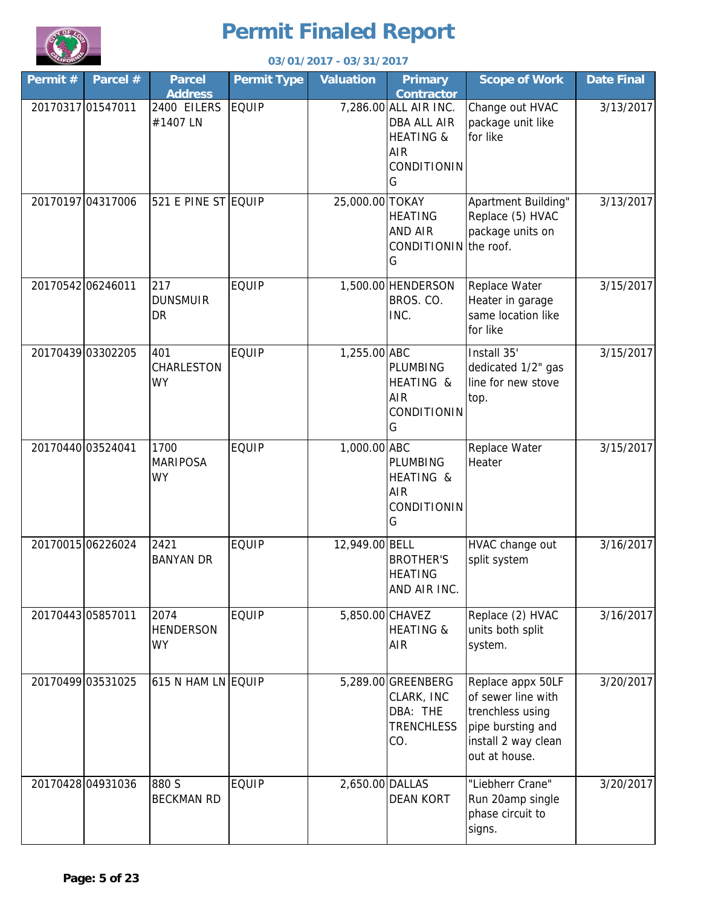# Permit Finaled Report

**03/01/2017 - 03/31/2017**

| Permit # | Parcel # | Parcel Address | Permit Type | Valuation | Primary Contractor | Scope of Work | Date Final |
|---|---|---|---|---|---|---|---|
| 20170317 | 01547011 | 2400 EILERS #1407 LN | EQUIP | 7,286.00 | ALL AIR INC. DBA ALL AIR HEATING & AIR CONDITIONING | Change out HVAC package unit like for like | 3/13/2017 |
| 20170197 | 04317006 | 521 E PINE ST | EQUIP | 25,000.00 | TOKAY HEATING AND AIR CONDITIONING | Apartment Building" Replace (5) HVAC package units on the roof. | 3/13/2017 |
| 20170542 | 06246011 | 217 DUNSMUIR DR | EQUIP | 1,500.00 | HENDERSON BROS. CO. INC. | Replace Water Heater in garage same location like for like | 3/15/2017 |
| 20170439 | 03302205 | 401 CHARLESTON WY | EQUIP | 1,255.00 | ABC PLUMBING HEATING & AIR CONDITIONING | Install 35' dedicated 1/2" gas line for new stove top. | 3/15/2017 |
| 20170440 | 03524041 | 1700 MARIPOSA WY | EQUIP | 1,000.00 | ABC PLUMBING HEATING & AIR CONDITIONING | Replace Water Heater | 3/15/2017 |
| 20170015 | 06226024 | 2421 BANYAN DR | EQUIP | 12,949.00 | BELL BROTHER'S HEATING AND AIR INC. | HVAC change out split system | 3/16/2017 |
| 20170443 | 05857011 | 2074 HENDERSON WY | EQUIP | 5,850.00 | CHAVEZ HEATING & AIR | Replace (2) HVAC units both split system. | 3/16/2017 |
| 20170499 | 03531025 | 615 N HAM LN | EQUIP | 5,289.00 | GREENBERG CLARK, INC DBA: THE TRENCHLESS CO. | Replace appx 50LF of sewer line with trenchless using pipe bursting and install 2 way clean out at house. | 3/20/2017 |
| 20170428 | 04931036 | 880 S BECKMAN RD | EQUIP | 2,650.00 | DALLAS DEAN KORT | "Liebherr Crane" Run 20amp single phase circuit to signs. | 3/20/2017 |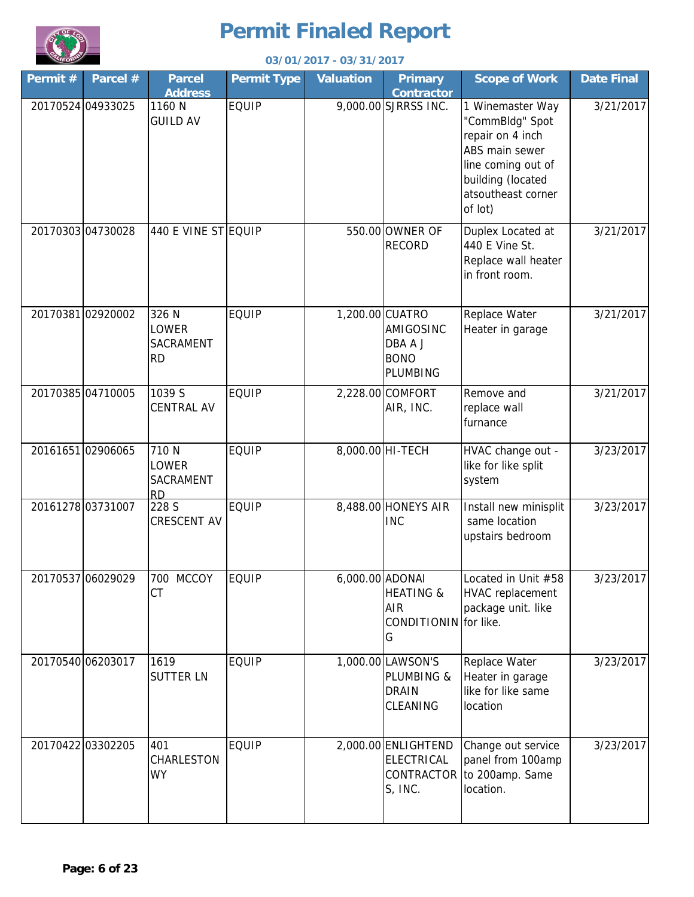# Permit Finaled Report

**03/01/2017 - 03/31/2017**

| Permit # | Parcel # | Parcel Address | Permit Type | Valuation | Primary Contractor | Scope of Work | Date Final |
|---|---|---|---|---|---|---|---|
| 20170524 | 04933025 | 1160 N GUILD AV | EQUIP | 9,000.00 | SJRRSS INC. | 1 Winemaster Way "CommBldg" Spot repair on 4 inch ABS main sewer line coming out of building (located atsoutheast corner of lot) | 3/21/2017 |
| 20170303 | 04730028 | 440 E VINE ST | EQUIP | 550.00 | OWNER OF RECORD | Duplex Located at 440 E Vine St. Replace wall heater in front room. | 3/21/2017 |
| 20170381 | 02920002 | 326 N LOWER SACRAMENT RD | EQUIP | 1,200.00 | CUATRO AMIGOSINC DBA A J BONO PLUMBING | Replace Water Heater in garage | 3/21/2017 |
| 20170385 | 04710005 | 1039 S CENTRAL AV | EQUIP | 2,228.00 | COMFORT AIR, INC. | Remove and replace wall furnance | 3/21/2017 |
| 20161651 | 02906065 | 710 N LOWER SACRAMENT RD | EQUIP | 8,000.00 | HI-TECH | HVAC change out - like for like split system | 3/23/2017 |
| 20161278 | 03731007 | 228 S CRESCENT AV | EQUIP | 8,488.00 | HONEYS AIR INC | Install new minisplit same location upstairs bedroom | 3/23/2017 |
| 20170537 | 06029029 | 700 MCCOY CT | EQUIP | 6,000.00 | ADONAI HEATING & AIR CONDITIONING | Located in Unit #58 HVAC replacement package unit. like for like. | 3/23/2017 |
| 20170540 | 06203017 | 1619 SUTTER LN | EQUIP | 1,000.00 | LAWSON'S PLUMBING & DRAIN CLEANING | Replace Water Heater in garage like for like same location | 3/23/2017 |
| 20170422 | 03302205 | 401 CHARLESTON WY | EQUIP | 2,000.00 | ENLIGHTEND ELECTRICAL CONTRACTORS, INC. | Change out service panel from 100amp to 200amp. Same location. | 3/23/2017 |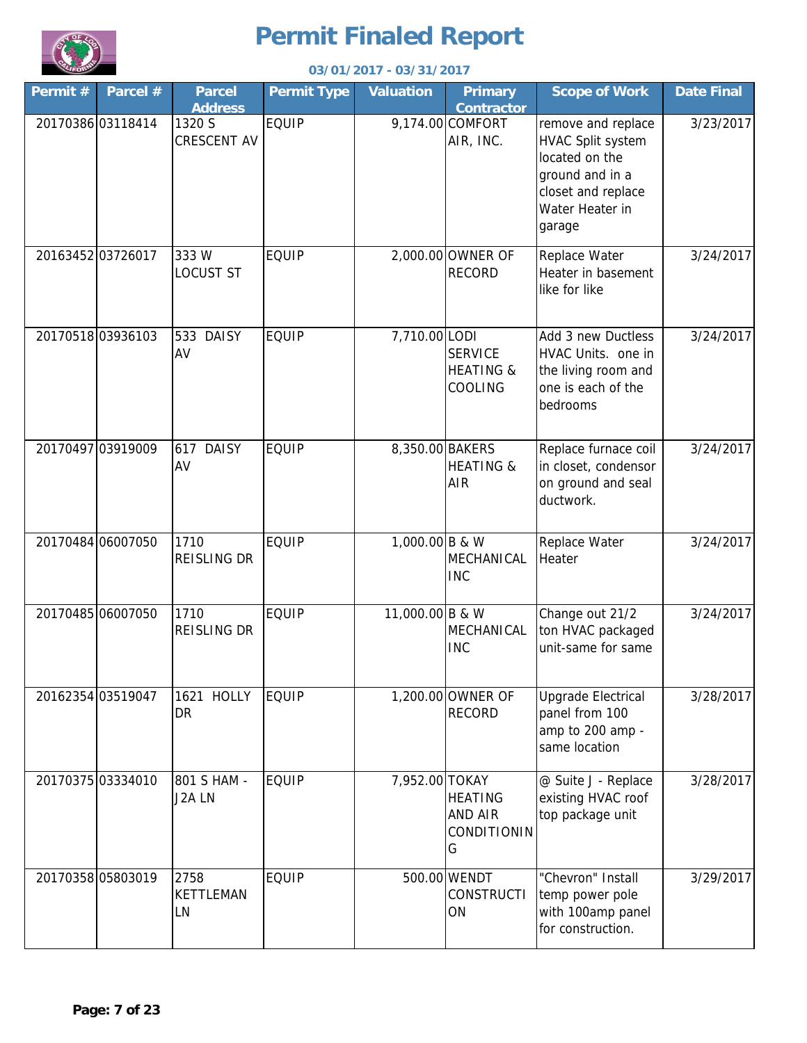# Permit Finaled Report

**03/01/2017 - 03/31/2017**

| Permit # | Parcel # | Parcel Address | Permit Type | Valuation | Primary Contractor | Scope of Work | Date Final |
|---|---|---|---|---|---|---|---|
| 20170386 | 03118414 | 1320 S CRESCENT AV | EQUIP | 9,174.00 | COMFORT AIR, INC. | remove and replace HVAC Split system located on the ground and in a closet and replace Water Heater in garage | 3/23/2017 |
| 20163452 | 03726017 | 333 W LOCUST ST | EQUIP | 2,000.00 | OWNER OF RECORD | Replace Water Heater in basement like for like | 3/24/2017 |
| 20170518 | 03936103 | 533 DAISY AV | EQUIP | 7,710.00 | LODI SERVICE HEATING & COOLING | Add 3 new Ductless HVAC Units. one in the living room and one is each of the bedrooms | 3/24/2017 |
| 20170497 | 03919009 | 617 DAISY AV | EQUIP | 8,350.00 | BAKERS HEATING & AIR | Replace furnace coil in closet, condensor on ground and seal ductwork. | 3/24/2017 |
| 20170484 | 06007050 | 1710 REISLING DR | EQUIP | 1,000.00 | B & W MECHANICAL INC | Replace Water Heater | 3/24/2017 |
| 20170485 | 06007050 | 1710 REISLING DR | EQUIP | 11,000.00 | B & W MECHANICAL INC | Change out 21/2 ton HVAC packaged unit-same for same | 3/24/2017 |
| 20162354 | 03519047 | 1621 HOLLY DR | EQUIP | 1,200.00 | OWNER OF RECORD | Upgrade Electrical panel from 100 amp to 200 amp - same location | 3/28/2017 |
| 20170375 | 03334010 | 801 S HAM - J2A LN | EQUIP | 7,952.00 | TOKAY HEATING AND AIR CONDITIONING | @ Suite J - Replace existing HVAC roof top package unit | 3/28/2017 |
| 20170358 | 05803019 | 2758 KETTLEMAN LN | EQUIP | 500.00 | WENDT CONSTRUCTION | "Chevron" Install temp power pole with 100amp panel for construction. | 3/29/2017 |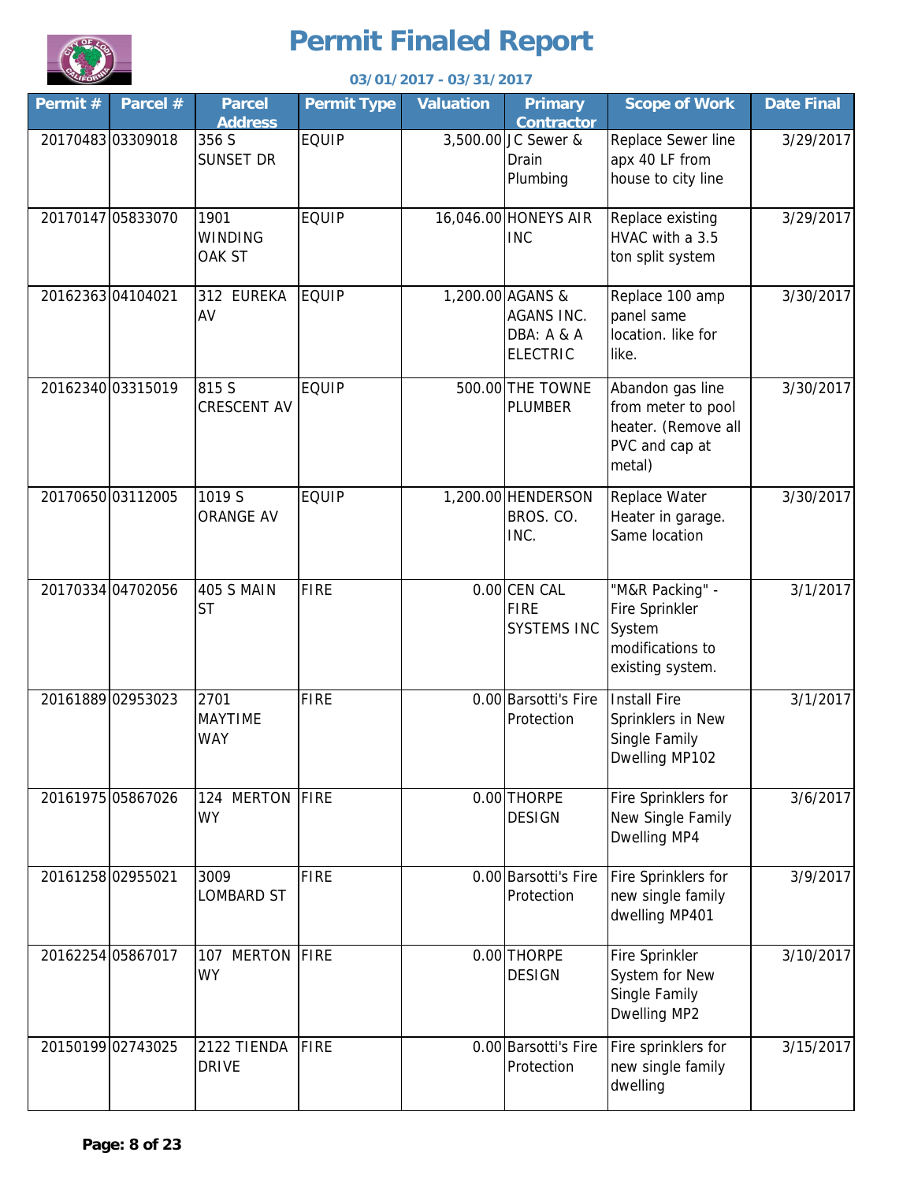# Permit Finaled Report

**03/01/2017 - 03/31/2017**

| Permit # | Parcel # | Parcel Address | Permit Type | Valuation | Primary Contractor | Scope of Work | Date Final |
|---|---|---|---|---|---|---|---|
| 20170483 | 03309018 | 356 S SUNSET DR | EQUIP | 3,500.00 | JC Sewer & Drain Plumbing | Replace Sewer line apx 40 LF from house to city line | 3/29/2017 |
| 20170147 | 05833070 | 1901 WINDING OAK ST | EQUIP | 16,046.00 | HONEYS AIR INC | Replace existing HVAC with a 3.5 ton split system | 3/29/2017 |
| 20162363 | 04104021 | 312 EUREKA AV | EQUIP | 1,200.00 | AGANS & AGANS INC. DBA: A & A ELECTRIC | Replace 100 amp panel same location. like for like. | 3/30/2017 |
| 20162340 | 03315019 | 815 S CRESCENT AV | EQUIP | 500.00 | THE TOWNE PLUMBER | Abandon gas line from meter to pool heater. (Remove all PVC and cap at metal) | 3/30/2017 |
| 20170650 | 03112005 | 1019 S ORANGE AV | EQUIP | 1,200.00 | HENDERSON BROS. CO. INC. | Replace Water Heater in garage. Same location | 3/30/2017 |
| 20170334 | 04702056 | 405 S MAIN ST | FIRE | 0.00 | CEN CAL FIRE SYSTEMS INC | "M&R Packing" - Fire Sprinkler System modifications to existing system. | 3/1/2017 |
| 20161889 | 02953023 | 2701 MAYTIME WAY | FIRE | 0.00 | Barsotti's Fire Protection | Install Fire Sprinklers in New Single Family Dwelling MP102 | 3/1/2017 |
| 20161975 | 05867026 | 124 MERTON WY | FIRE | 0.00 | THORPE DESIGN | Fire Sprinklers for New Single Family Dwelling MP4 | 3/6/2017 |
| 20161258 | 02955021 | 3009 LOMBARD ST | FIRE | 0.00 | Barsotti's Fire Protection | Fire Sprinklers for new single family dwelling MP401 | 3/9/2017 |
| 20162254 | 05867017 | 107 MERTON WY | FIRE | 0.00 | THORPE DESIGN | Fire Sprinkler System for New Single Family Dwelling MP2 | 3/10/2017 |
| 20150199 | 02743025 | 2122 TIENDA DRIVE | FIRE | 0.00 | Barsotti's Fire Protection | Fire sprinklers for new single family dwelling | 3/15/2017 |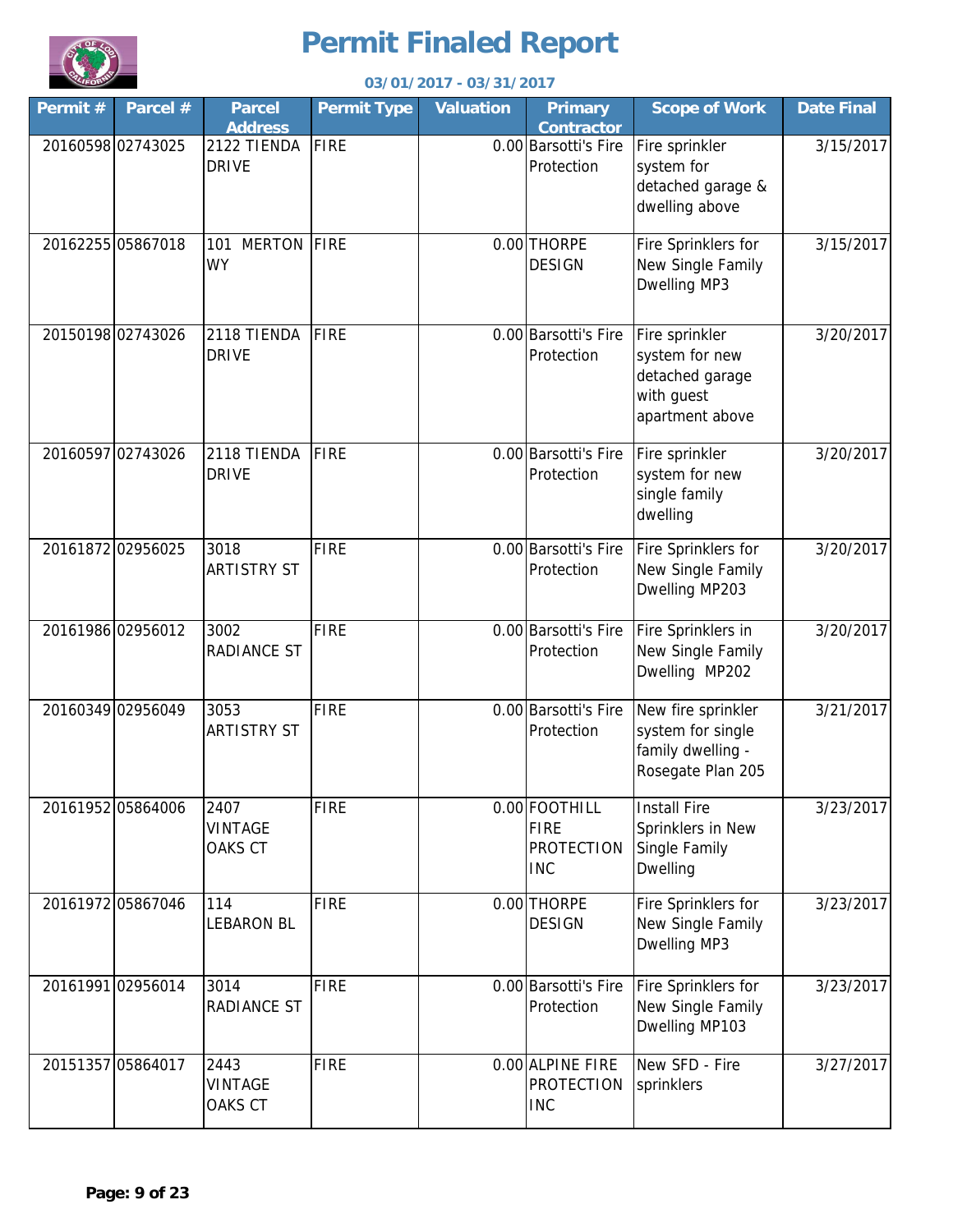# Permit Finaled Report

**03/01/2017 - 03/31/2017**

| Permit # | Parcel # | Parcel Address | Permit Type | Valuation | Primary Contractor | Scope of Work | Date Final |
|---|---|---|---|---|---|---|---|
| 20160598 | 02743025 | 2122 TIENDA DRIVE | FIRE | 0.00 | Barsotti's Fire Protection | Fire sprinkler system for detached garage & dwelling above | 3/15/2017 |
| 20162255 | 05867018 | 101 MERTON WY | FIRE | 0.00 | THORPE DESIGN | Fire Sprinklers for New Single Family Dwelling MP3 | 3/15/2017 |
| 20150198 | 02743026 | 2118 TIENDA DRIVE | FIRE | 0.00 | Barsotti's Fire Protection | Fire sprinkler system for new detached garage with guest apartment above | 3/20/2017 |
| 20160597 | 02743026 | 2118 TIENDA DRIVE | FIRE | 0.00 | Barsotti's Fire Protection | Fire sprinkler system for new single family dwelling | 3/20/2017 |
| 20161872 | 02956025 | 3018 ARTISTRY ST | FIRE | 0.00 | Barsotti's Fire Protection | Fire Sprinklers for New Single Family Dwelling MP203 | 3/20/2017 |
| 20161986 | 02956012 | 3002 RADIANCE ST | FIRE | 0.00 | Barsotti's Fire Protection | Fire Sprinklers in New Single Family Dwelling MP202 | 3/20/2017 |
| 20160349 | 02956049 | 3053 ARTISTRY ST | FIRE | 0.00 | Barsotti's Fire Protection | New fire sprinkler system for single family dwelling - Rosegate Plan 205 | 3/21/2017 |
| 20161952 | 05864006 | 2407 VINTAGE OAKS CT | FIRE | 0.00 | FOOTHILL FIRE PROTECTION INC | Install Fire Sprinklers in New Single Family Dwelling | 3/23/2017 |
| 20161972 | 05867046 | 114 LEBARON BL | FIRE | 0.00 | THORPE DESIGN | Fire Sprinklers for New Single Family Dwelling MP3 | 3/23/2017 |
| 20161991 | 02956014 | 3014 RADIANCE ST | FIRE | 0.00 | Barsotti's Fire Protection | Fire Sprinklers for New Single Family Dwelling MP103 | 3/23/2017 |
| 20151357 | 05864017 | 2443 VINTAGE OAKS CT | FIRE | 0.00 | ALPINE FIRE PROTECTION INC | New SFD - Fire sprinklers | 3/27/2017 |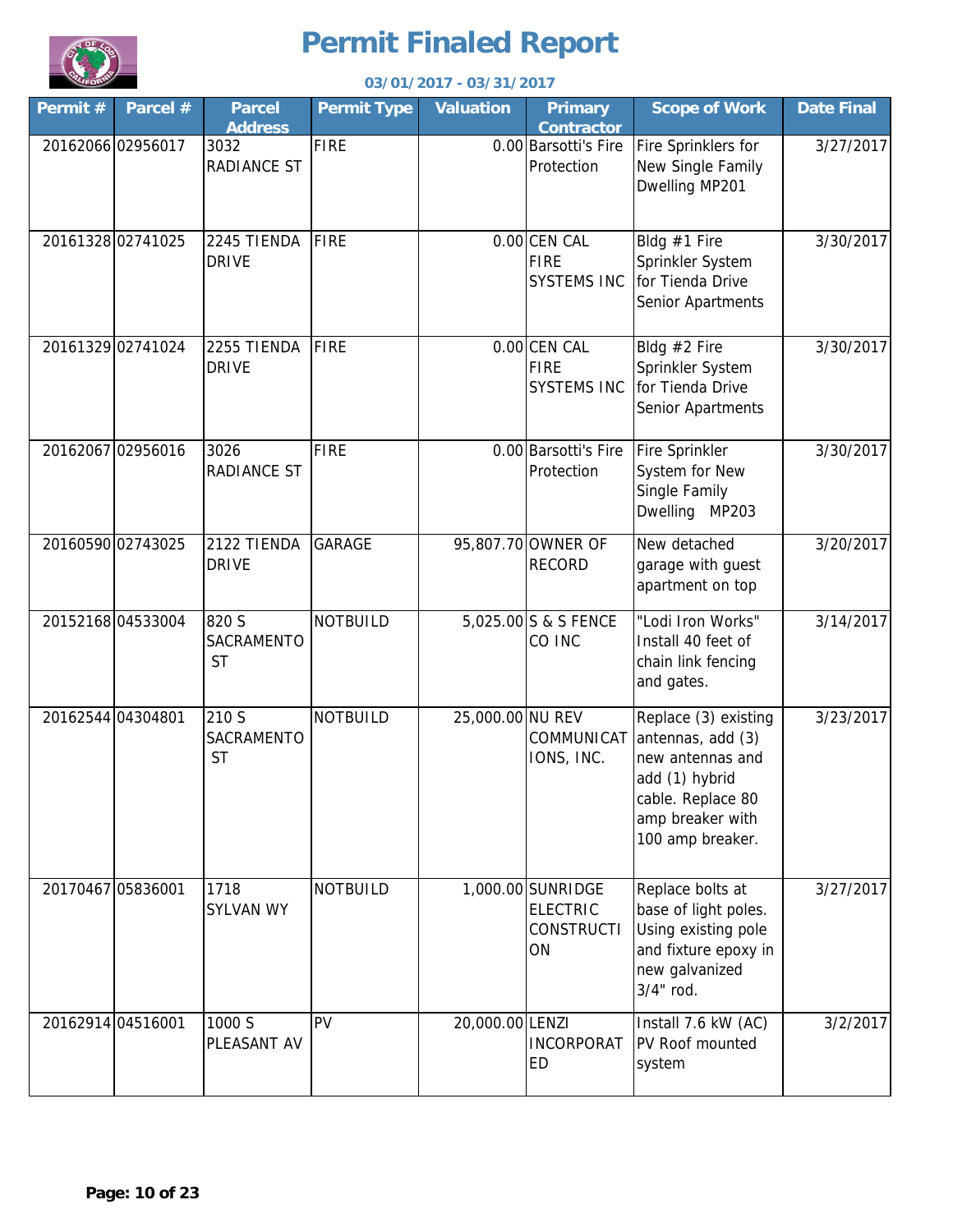# Permit Finaled Report

**03/01/2017 - 03/31/2017**

| Permit # | Parcel # | Parcel Address | Permit Type | Valuation | Primary Contractor | Scope of Work | Date Final |
|---|---|---|---|---|---|---|---|
| 20162066 | 02956017 | 3032 RADIANCE ST | FIRE | 0.00 | Barsotti's Fire Protection | Fire Sprinklers for New Single Family Dwelling MP201 | 3/27/2017 |
| 20161328 | 02741025 | 2245 TIENDA DRIVE | FIRE | 0.00 | CEN CAL FIRE SYSTEMS INC | Bldg #1 Fire Sprinkler System for Tienda Drive Senior Apartments | 3/30/2017 |
| 20161329 | 02741024 | 2255 TIENDA DRIVE | FIRE | 0.00 | CEN CAL FIRE SYSTEMS INC | Bldg #2 Fire Sprinkler System for Tienda Drive Senior Apartments | 3/30/2017 |
| 20162067 | 02956016 | 3026 RADIANCE ST | FIRE | 0.00 | Barsotti's Fire Protection | Fire Sprinkler System for New Single Family Dwelling MP203 | 3/30/2017 |
| 20160590 | 02743025 | 2122 TIENDA DRIVE | GARAGE | 95,807.70 | OWNER OF RECORD | New detached garage with guest apartment on top | 3/20/2017 |
| 20152168 | 04533004 | 820 S SACRAMENTO ST | NOTBUILD | 5,025.00 | S & S FENCE CO INC | "Lodi Iron Works" Install 40 feet of chain link fencing and gates. | 3/14/2017 |
| 20162544 | 04304801 | 210 S SACRAMENTO ST | NOTBUILD | 25,000.00 | NU REV COMMUNICATIONS, INC. | Replace (3) existing antennas, add (3) new antennas and add (1) hybrid cable. Replace 80 amp breaker with 100 amp breaker. | 3/23/2017 |
| 20170467 | 05836001 | 1718 SYLVAN WY | NOTBUILD | 1,000.00 | SUNRIDGE ELECTRIC CONSTRUCTION | Replace bolts at base of light poles. Using existing pole and fixture epoxy in new galvanized 3/4" rod. | 3/27/2017 |
| 20162914 | 04516001 | 1000 S PLEASANT AV | PV | 20,000.00 | LENZI INCORPORATED | Install 7.6 kW (AC) PV Roof mounted system | 3/2/2017 |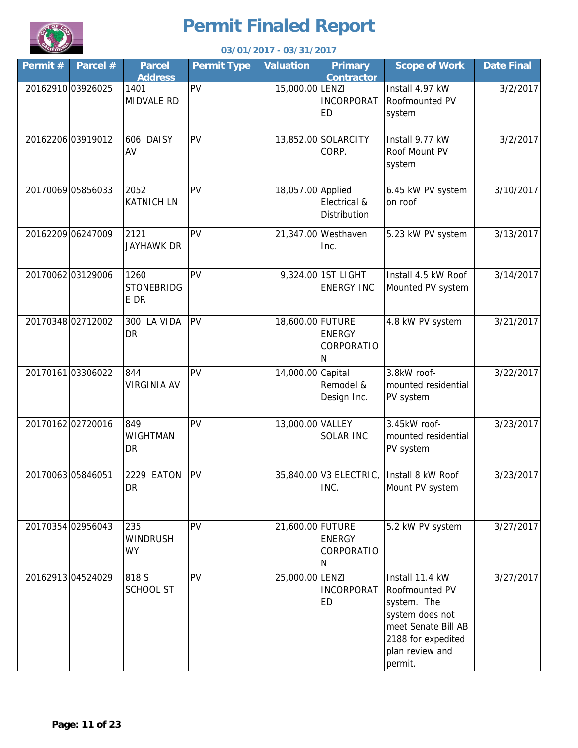# Permit Finaled Report

**03/01/2017 - 03/31/2017**

| Permit # | Parcel # | Parcel Address | Permit Type | Valuation | Primary Contractor | Scope of Work | Date Final |
|---|---|---|---|---|---|---|---|
| 20162910 | 03926025 | 1401 MIDVALE RD | PV | 15,000.00 | LENZI INCORPORATED | Install 4.97 kW Roofmounted PV system | 3/2/2017 |
| 20162206 | 03919012 | 606 DAISY AV | PV | 13,852.00 | SOLARCITY CORP. | Install 9.77 kW Roof Mount PV system | 3/2/2017 |
| 20170069 | 05856033 | 2052 KATNICH LN | PV | 18,057.00 | Applied Electrical & Distribution | 6.45 kW PV system on roof | 3/10/2017 |
| 20162209 | 06247009 | 2121 JAYHAWK DR | PV | 21,347.00 | Westhaven Inc. | 5.23 kW PV system | 3/13/2017 |
| 20170062 | 03129006 | 1260 STONEBRIDGE DR | PV | 9,324.00 | 1ST LIGHT ENERGY INC | Install 4.5 kW Roof Mounted PV system | 3/14/2017 |
| 20170348 | 02712002 | 300 LA VIDA DR | PV | 18,600.00 | FUTURE ENERGY CORPORATION | 4.8 kW PV system | 3/21/2017 |
| 20170161 | 03306022 | 844 VIRGINIA AV | PV | 14,000.00 | Capital Remodel & Design Inc. | 3.8kW roof-mounted residential PV system | 3/22/2017 |
| 20170162 | 02720016 | 849 WIGHTMAN DR | PV | 13,000.00 | VALLEY SOLAR INC | 3.45kW roof-mounted residential PV system | 3/23/2017 |
| 20170063 | 05846051 | 2229 EATON DR | PV | 35,840.00 | V3 ELECTRIC, INC. | Install 8 kW Roof Mount PV system | 3/23/2017 |
| 20170354 | 02956043 | 235 WINDRUSH WY | PV | 21,600.00 | FUTURE ENERGY CORPORATION | 5.2 kW PV system | 3/27/2017 |
| 20162913 | 04524029 | 818 S SCHOOL ST | PV | 25,000.00 | LENZI INCORPORATED | Install 11.4 kW Roofmounted PV system. The system does not meet Senate Bill AB 2188 for expedited plan review and permit. | 3/27/2017 |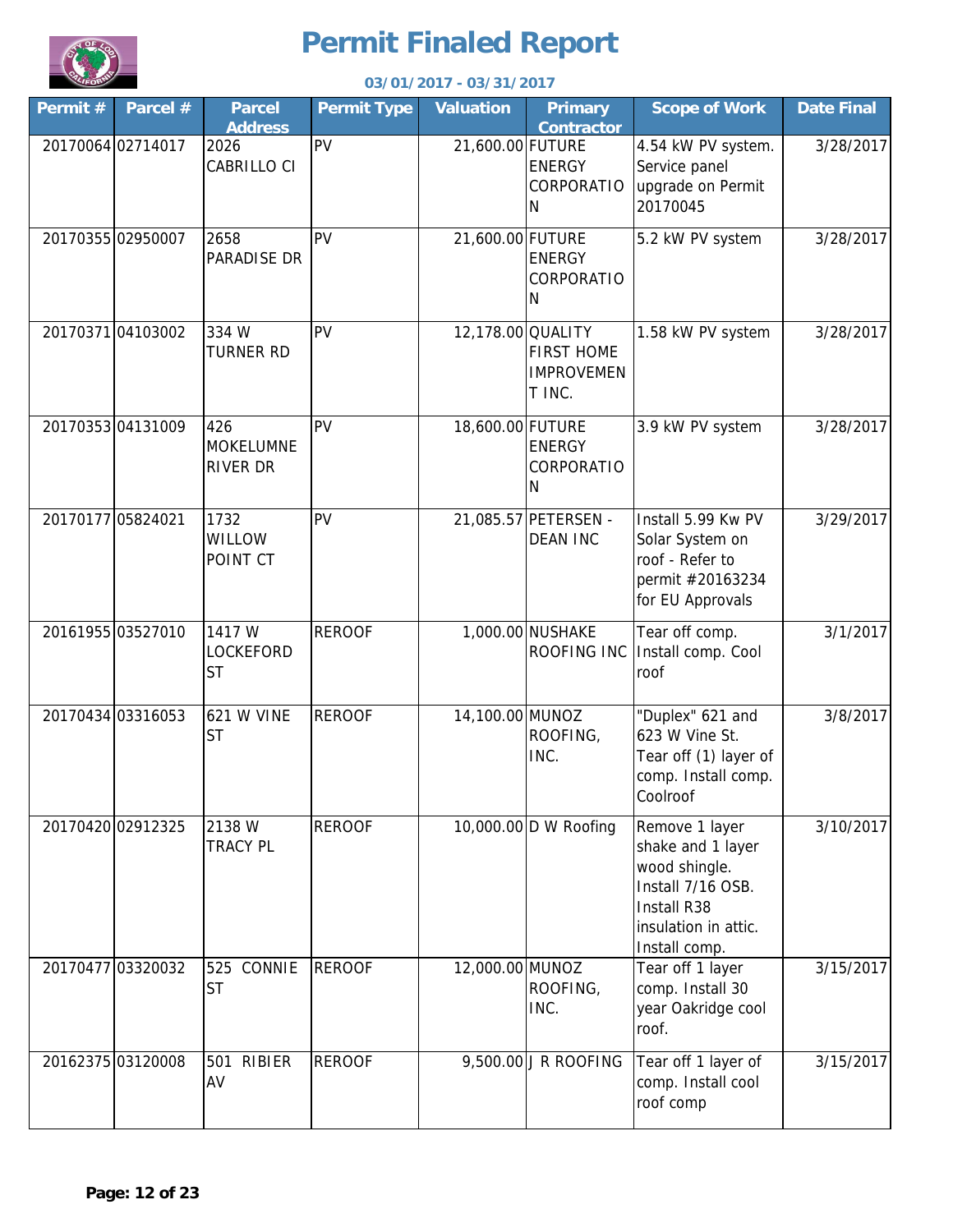# Permit Finaled Report

**03/01/2017 - 03/31/2017**

| Permit # | Parcel # | Parcel Address | Permit Type | Valuation | Primary Contractor | Scope of Work | Date Final |
|---|---|---|---|---|---|---|---|
| 20170064 | 02714017 | 2026 CABRILLO CI | PV | 21,600.00 | FUTURE ENERGY CORPORATION | 4.54 kW PV system. Service panel upgrade on Permit 20170045 | 3/28/2017 |
| 20170355 | 02950007 | 2658 PARADISE DR | PV | 21,600.00 | FUTURE ENERGY CORPORATION | 5.2 kW PV system | 3/28/2017 |
| 20170371 | 04103002 | 334 W TURNER RD | PV | 12,178.00 | QUALITY FIRST HOME IMPROVEMENT INC. | 1.58 kW PV system | 3/28/2017 |
| 20170353 | 04131009 | 426 MOKELUMNE RIVER DR | PV | 18,600.00 | FUTURE ENERGY CORPORATION | 3.9 kW PV system | 3/28/2017 |
| 20170177 | 05824021 | 1732 WILLOW POINT CT | PV | 21,085.57 | PETERSEN - DEAN INC | Install 5.99 Kw PV Solar System on roof - Refer to permit #20163234 for EU Approvals | 3/29/2017 |
| 20161955 | 03527010 | 1417 W LOCKEFORD ST | REROOF | 1,000.00 | NUSHAKE ROOFING INC | Tear off comp. Install comp. Cool roof | 3/1/2017 |
| 20170434 | 03316053 | 621 W VINE ST | REROOF | 14,100.00 | MUNOZ ROOFING, INC. | "Duplex" 621 and 623 W Vine St. Tear off (1) layer of comp. Install comp. Coolroof | 3/8/2017 |
| 20170420 | 02912325 | 2138 W TRACY PL | REROOF | 10,000.00 | D W Roofing | Remove 1 layer shake and 1 layer wood shingle. Install 7/16 OSB. Install R38 insulation in attic. Install comp. | 3/10/2017 |
| 20170477 | 03320032 | 525 CONNIE ST | REROOF | 12,000.00 | MUNOZ ROOFING, INC. | Tear off 1 layer comp. Install 30 year Oakridge cool roof. | 3/15/2017 |
| 20162375 | 03120008 | 501 RIBIER AV | REROOF | 9,500.00 | J R ROOFING | Tear off 1 layer of comp. Install cool roof comp | 3/15/2017 |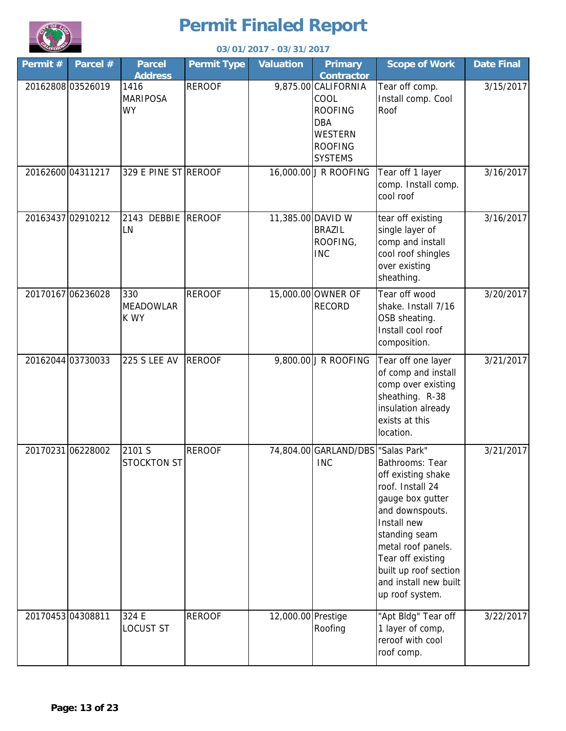# Permit Finaled Report

**03/01/2017 - 03/31/2017**

| Permit # | Parcel # | Parcel Address | Permit Type | Valuation | Primary Contractor | Scope of Work | Date Final |
|---|---|---|---|---|---|---|---|
| 20162808 | 03526019 | 1416 MARIPOSA WY | REROOF | 9,875.00 | CALIFORNIA COOL ROOFING DBA WESTERN ROOFING SYSTEMS | Tear off comp. Install comp. Cool Roof | 3/15/2017 |
| 20162600 | 04311217 | 329 E PINE ST | REROOF | 16,000.00 | J R ROOFING | Tear off 1 layer comp. Install comp. cool roof | 3/16/2017 |
| 20163437 | 02910212 | 2143 DEBBIE LN | REROOF | 11,385.00 | DAVID W BRAZIL ROOFING, INC | tear off existing single layer of comp and install cool roof shingles over existing sheathing. | 3/16/2017 |
| 20170167 | 06236028 | 330 MEADOWLARK WY | REROOF | 15,000.00 | OWNER OF RECORD | Tear off wood shake. Install 7/16 OSB sheating. Install cool roof composition. | 3/20/2017 |
| 20162044 | 03730033 | 225 S LEE AV | REROOF | 9,800.00 | J R ROOFING | Tear off one layer of comp and install comp over existing sheathing. R-38 insulation already exists at this location. | 3/21/2017 |
| 20170231 | 06228002 | 2101 S STOCKTON ST | REROOF | 74,804.00 | GARLAND/DBS INC | "Salas Park" Bathrooms: Tear off existing shake roof. Install 24 gauge box gutter and downspouts. Install new standing seam metal roof panels. Tear off existing built up roof section and install new built up roof system. | 3/21/2017 |
| 20170453 | 04308811 | 324 E LOCUST ST | REROOF | 12,000.00 | Prestige Roofing | "Apt Bldg" Tear off 1 layer of comp, reroof with cool roof comp. | 3/22/2017 |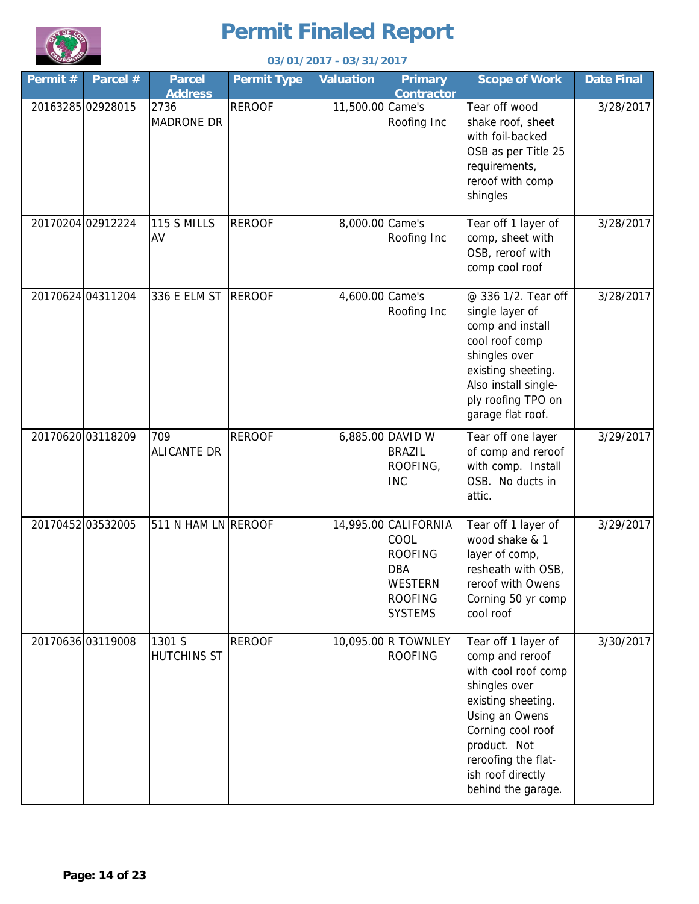# Permit Finaled Report

**03/01/2017 - 03/31/2017**

| Permit # | Parcel # | Parcel Address | Permit Type | Valuation | Primary Contractor | Scope of Work | Date Final |
|---|---|---|---|---|---|---|---|
| 20163285 | 02928015 | 2736 MADRONE DR | REROOF | 11,500.00 | Came's Roofing Inc | Tear off wood shake roof, sheet with foil-backed OSB as per Title 25 requirements, reroof with comp shingles | 3/28/2017 |
| 20170204 | 02912224 | 115 S MILLS AV | REROOF | 8,000.00 | Came's Roofing Inc | Tear off 1 layer of comp, sheet with OSB, reroof with comp cool roof | 3/28/2017 |
| 20170624 | 04311204 | 336 E ELM ST | REROOF | 4,600.00 | Came's Roofing Inc | @ 336 1/2. Tear off single layer of comp and install cool roof comp shingles over existing sheeting. Also install single-ply roofing TPO on garage flat roof. | 3/28/2017 |
| 20170620 | 03118209 | 709 ALICANTE DR | REROOF | 6,885.00 | DAVID W BRAZIL ROOFING, INC | Tear off one layer of comp and reroof with comp. Install OSB. No ducts in attic. | 3/29/2017 |
| 20170452 | 03532005 | 511 N HAM LN | REROOF | 14,995.00 | CALIFORNIA COOL ROOFING DBA WESTERN ROOFING SYSTEMS | Tear off 1 layer of wood shake & 1 layer of comp, resheath with OSB, reroof with Owens Corning 50 yr comp cool roof | 3/29/2017 |
| 20170636 | 03119008 | 1301 S HUTCHINS ST | REROOF | 10,095.00 | R TOWNLEY ROOFING | Tear off 1 layer of comp and reroof with cool roof comp shingles over existing sheeting. Using an Owens Corning cool roof product. Not reroofing the flat-ish roof directly behind the garage. | 3/30/2017 |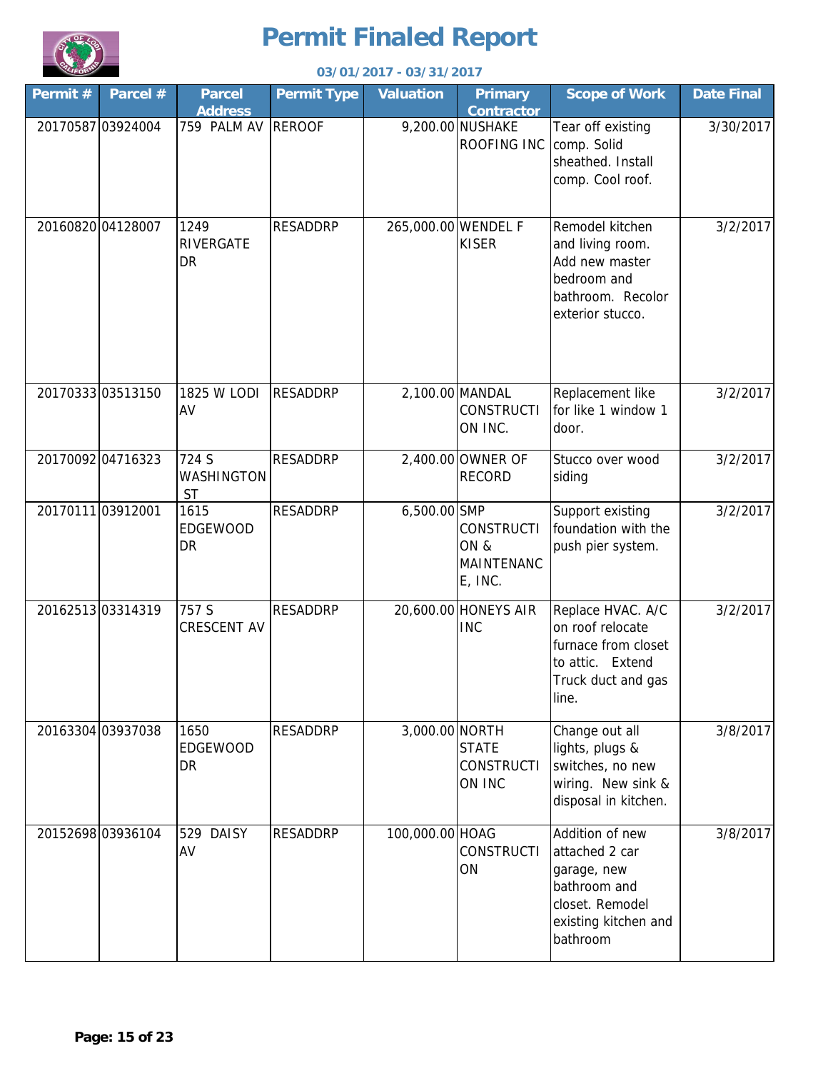# Permit Finaled Report

**03/01/2017 - 03/31/2017**

| Permit # | Parcel # | Parcel Address | Permit Type | Valuation | Primary Contractor | Scope of Work | Date Final |
|---|---|---|---|---|---|---|---|
| 20170587 | 03924004 | 759 PALM AV | REROOF | 9,200.00 | NUSHAKE ROOFING INC | Tear off existing comp. Solid sheathed. Install comp. Cool roof. | 3/30/2017 |
| 20160820 | 04128007 | 1249 RIVERGATE DR | RESADDRP | 265,000.00 | WENDEL F KISER | Remodel kitchen and living room. Add new master bedroom and bathroom. Recolor exterior stucco. | 3/2/2017 |
| 20170333 | 03513150 | 1825 W LODI AV | RESADDRP | 2,100.00 | MANDAL CONSTRUCTION INC. | Replacement like for like 1 window 1 door. | 3/2/2017 |
| 20170092 | 04716323 | 724 S WASHINGTON ST | RESADDRP | 2,400.00 | OWNER OF RECORD | Stucco over wood siding | 3/2/2017 |
| 20170111 | 03912001 | 1615 EDGEWOOD DR | RESADDRP | 6,500.00 | SMP CONSTRUCTION & MAINTENANCE, INC. | Support existing foundation with the push pier system. | 3/2/2017 |
| 20162513 | 03314319 | 757 S CRESCENT AV | RESADDRP | 20,600.00 | HONEYS AIR INC | Replace HVAC. A/C on roof relocate furnace from closet to attic. Extend Truck duct and gas line. | 3/2/2017 |
| 20163304 | 03937038 | 1650 EDGEWOOD DR | RESADDRP | 3,000.00 | NORTH STATE CONSTRUCTION INC | Change out all lights, plugs & switches, no new wiring. New sink & disposal in kitchen. | 3/8/2017 |
| 20152698 | 03936104 | 529 DAISY AV | RESADDRP | 100,000.00 | HOAG CONSTRUCTION | Addition of new attached 2 car garage, new bathroom and closet. Remodel existing kitchen and bathroom | 3/8/2017 |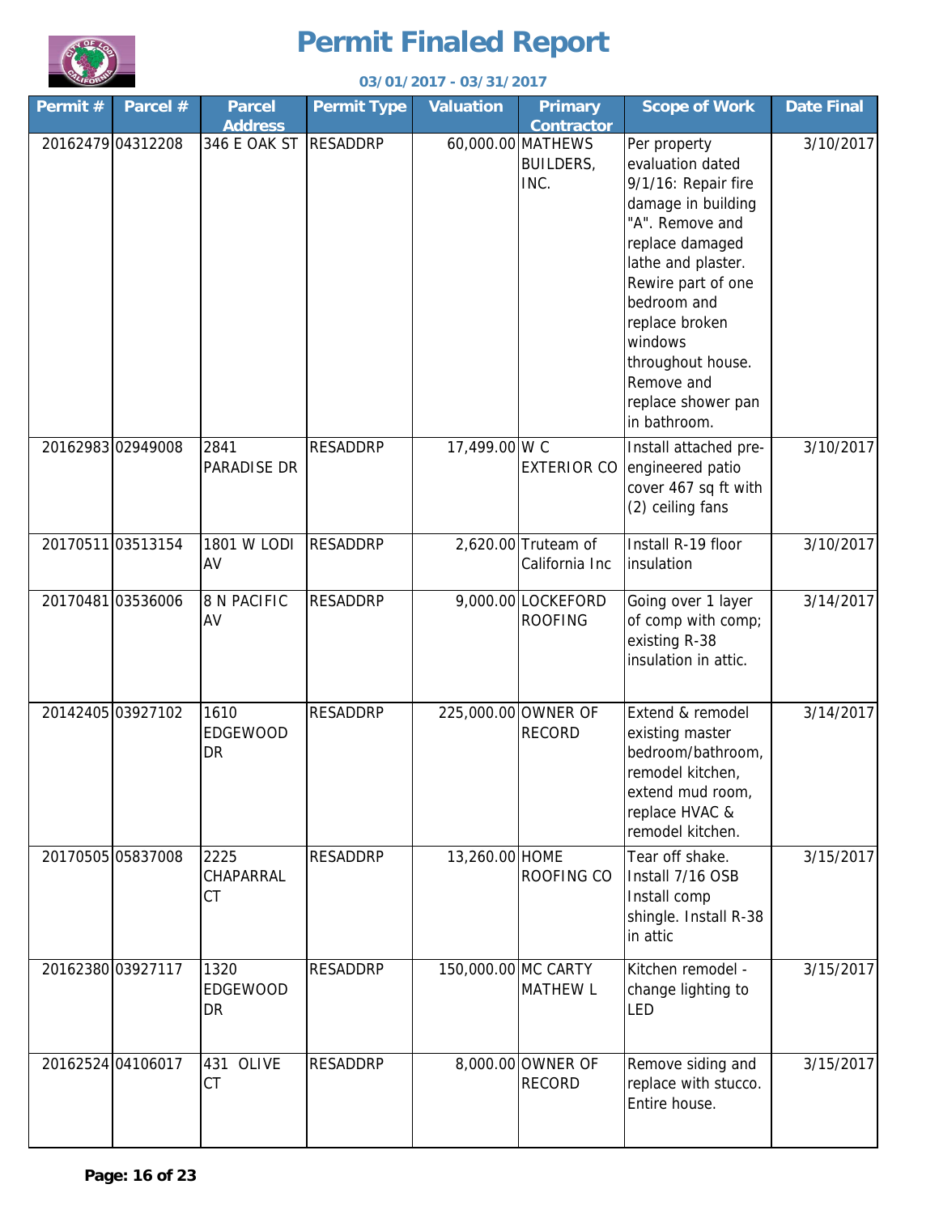# Permit Finaled Report

**03/01/2017 - 03/31/2017**

| Permit # | Parcel # | Parcel Address | Permit Type | Valuation | Primary Contractor | Scope of Work | Date Final |
|---|---|---|---|---|---|---|---|
| 20162479 | 04312208 | 346 E OAK ST | RESADDRP | 60,000.00 | MATHEWS BUILDERS, INC. | Per property evaluation dated 9/1/16: Repair fire damage in building "A". Remove and replace damaged lathe and plaster. Rewire part of one bedroom and replace broken windows throughout house. Remove and replace shower pan in bathroom. | 3/10/2017 |
| 20162983 | 02949008 | 2841 PARADISE DR | RESADDRP | 17,499.00 | W C EXTERIOR CO | Install attached pre-engineered patio cover 467 sq ft with (2) ceiling fans | 3/10/2017 |
| 20170511 | 03513154 | 1801 W LODI AV | RESADDRP | 2,620.00 | Truteam of California Inc | Install R-19 floor insulation | 3/10/2017 |
| 20170481 | 03536006 | 8 N PACIFIC AV | RESADDRP | 9,000.00 | LOCKEFORD ROOFING | Going over 1 layer of comp with comp; existing R-38 insulation in attic. | 3/14/2017 |
| 20142405 | 03927102 | 1610 EDGEWOOD DR | RESADDRP | 225,000.00 | OWNER OF RECORD | Extend & remodel existing master bedroom/bathroom, remodel kitchen, extend mud room, replace HVAC & remodel kitchen. | 3/14/2017 |
| 20170505 | 05837008 | 2225 CHAPARRAL CT | RESADDRP | 13,260.00 | HOME ROOFING CO | Tear off shake. Install 7/16 OSB Install comp shingle. Install R-38 in attic | 3/15/2017 |
| 20162380 | 03927117 | 1320 EDGEWOOD DR | RESADDRP | 150,000.00 | MC CARTY MATHEW L | Kitchen remodel - change lighting to LED | 3/15/2017 |
| 20162524 | 04106017 | 431 OLIVE CT | RESADDRP | 8,000.00 | OWNER OF RECORD | Remove siding and replace with stucco. Entire house. | 3/15/2017 |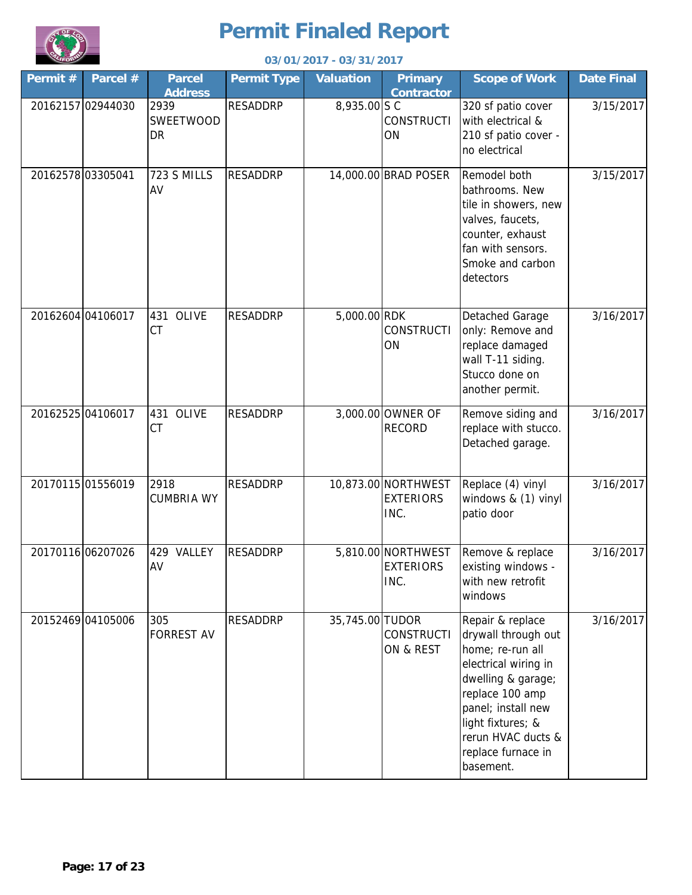# Permit Finaled Report

**03/01/2017 - 03/31/2017**

| Permit # | Parcel # | Parcel Address | Permit Type | Valuation | Primary Contractor | Scope of Work | Date Final |
|---|---|---|---|---|---|---|---|
| 20162157 | 02944030 | 2939 SWEETWOOD DR | RESADDRP | 8,935.00 | S C CONSTRUCTION | 320 sf patio cover with electrical & 210 sf patio cover - no electrical | 3/15/2017 |
| 20162578 | 03305041 | 723 S MILLS AV | RESADDRP | 14,000.00 | BRAD POSER | Remodel both bathrooms. New tile in showers, new valves, faucets, counter, exhaust fan with sensors. Smoke and carbon detectors | 3/15/2017 |
| 20162604 | 04106017 | 431 OLIVE CT | RESADDRP | 5,000.00 | RDK CONSTRUCTION | Detached Garage only: Remove and replace damaged wall T-11 siding. Stucco done on another permit. | 3/16/2017 |
| 20162525 | 04106017 | 431 OLIVE CT | RESADDRP | 3,000.00 | OWNER OF RECORD | Remove siding and replace with stucco. Detached garage. | 3/16/2017 |
| 20170115 | 01556019 | 2918 CUMBRIA WY | RESADDRP | 10,873.00 | NORTHWEST EXTERIORS INC. | Replace (4) vinyl windows & (1) vinyl patio door | 3/16/2017 |
| 20170116 | 06207026 | 429 VALLEY AV | RESADDRP | 5,810.00 | NORTHWEST EXTERIORS INC. | Remove & replace existing windows - with new retrofit windows | 3/16/2017 |
| 20152469 | 04105006 | 305 FORREST AV | RESADDRP | 35,745.00 | TUDOR CONSTRUCTION & REST | Repair & replace drywall through out home; re-run all electrical wiring in dwelling & garage; replace 100 amp panel; install new light fixtures; & rerun HVAC ducts & replace furnace in basement. | 3/16/2017 |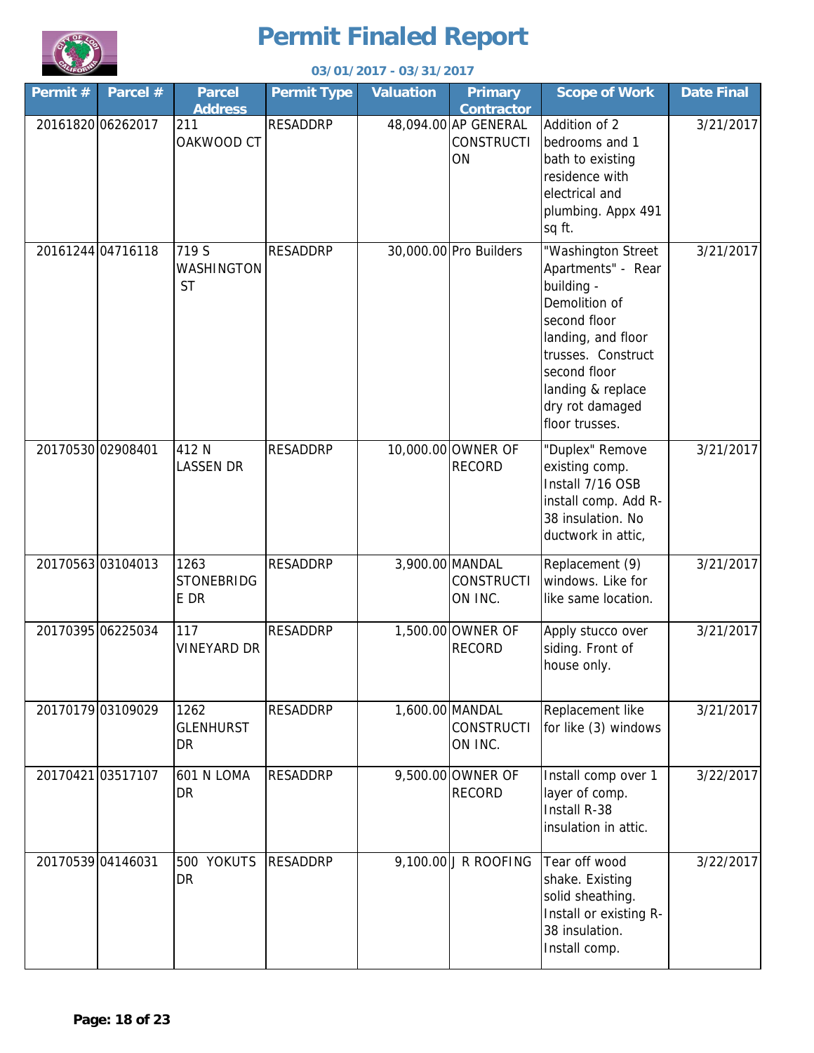# Permit Finaled Report

**03/01/2017 - 03/31/2017**

| Permit # | Parcel # | Parcel Address | Permit Type | Valuation | Primary Contractor | Scope of Work | Date Final |
|---|---|---|---|---|---|---|---|
| 20161820 | 06262017 | 211 OAKWOOD CT | RESADDRP | 48,094.00 | AP GENERAL CONSTRUCTION | Addition of 2 bedrooms and 1 bath to existing residence with electrical and plumbing. Appx 491 sq ft. | 3/21/2017 |
| 20161244 | 04716118 | 719 S WASHINGTON ST | RESADDRP | 30,000.00 | Pro Builders | "Washington Street Apartments" - Rear building - Demolition of second floor landing, and floor trusses. Construct second floor landing & replace dry rot damaged floor trusses. | 3/21/2017 |
| 20170530 | 02908401 | 412 N LASSEN DR | RESADDRP | 10,000.00 | OWNER OF RECORD | "Duplex" Remove existing comp. Install 7/16 OSB install comp. Add R-38 insulation. No ductwork in attic, | 3/21/2017 |
| 20170563 | 03104013 | 1263 STONEBRIDGE DR | RESADDRP | 3,900.00 | MANDAL CONSTRUCTION INC. | Replacement (9) windows. Like for like same location. | 3/21/2017 |
| 20170395 | 06225034 | 117 VINEYARD DR | RESADDRP | 1,500.00 | OWNER OF RECORD | Apply stucco over siding. Front of house only. | 3/21/2017 |
| 20170179 | 03109029 | 1262 GLENHURST DR | RESADDRP | 1,600.00 | MANDAL CONSTRUCTION INC. | Replacement like for like (3) windows | 3/21/2017 |
| 20170421 | 03517107 | 601 N LOMA DR | RESADDRP | 9,500.00 | OWNER OF RECORD | Install comp over 1 layer of comp. Install R-38 insulation in attic. | 3/22/2017 |
| 20170539 | 04146031 | 500 YOKUTS DR | RESADDRP | 9,100.00 | J R ROOFING | Tear off wood shake. Existing solid sheathing. Install or existing R-38 insulation. Install comp. | 3/22/2017 |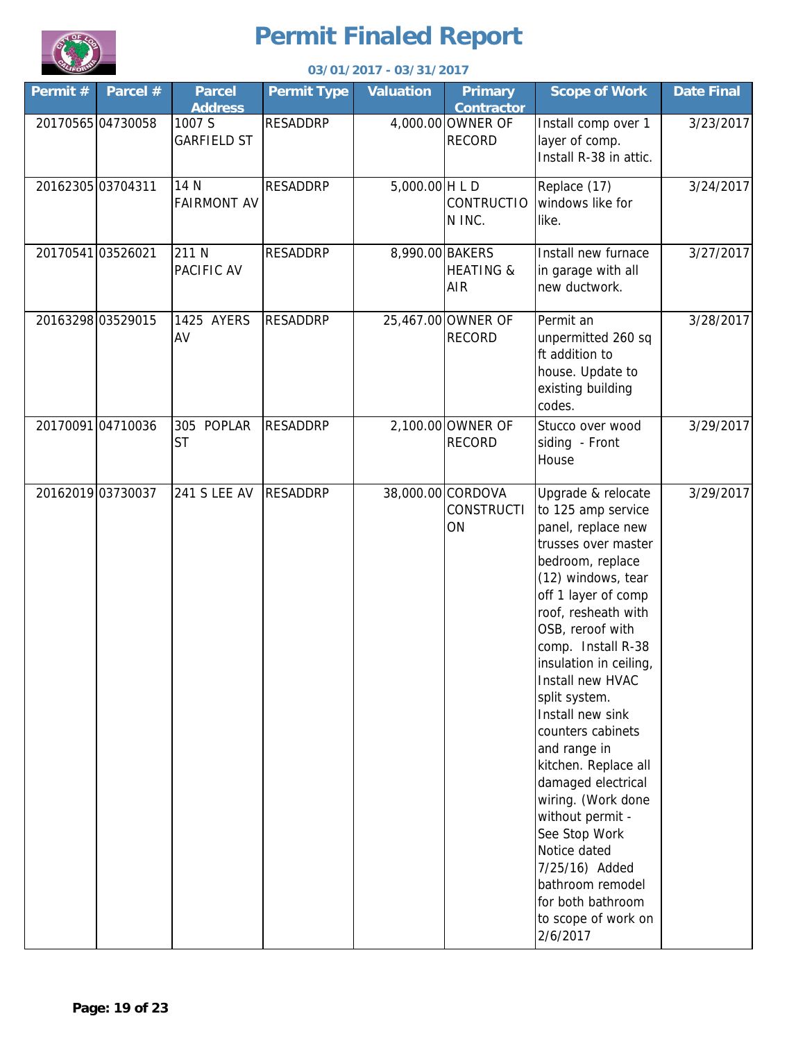# Permit Finaled Report

**03/01/2017 - 03/31/2017**

| Permit # | Parcel # | Parcel Address | Permit Type | Valuation | Primary Contractor | Scope of Work | Date Final |
|---|---|---|---|---|---|---|---|
| 20170565 | 04730058 | 1007 S GARFIELD ST | RESADDRP | 4,000.00 | OWNER OF RECORD | Install comp over 1 layer of comp. Install R-38 in attic. | 3/23/2017 |
| 20162305 | 03704311 | 14 N FAIRMONT AV | RESADDRP | 5,000.00 | H L D CONTRUCTION INC. | Replace (17) windows like for like. | 3/24/2017 |
| 20170541 | 03526021 | 211 N PACIFIC AV | RESADDRP | 8,990.00 | BAKERS HEATING & AIR | Install new furnace in garage with all new ductwork. | 3/27/2017 |
| 20163298 | 03529015 | 1425 AYERS AV | RESADDRP | 25,467.00 | OWNER OF RECORD | Permit an unpermitted 260 sq ft addition to house. Update to existing building codes. | 3/28/2017 |
| 20170091 | 04710036 | 305 POPLAR ST | RESADDRP | 2,100.00 | OWNER OF RECORD | Stucco over wood siding - Front House | 3/29/2017 |
| 20162019 | 03730037 | 241 S LEE AV | RESADDRP | 38,000.00 | CORDOVA CONSTRUCTION | Upgrade & relocate to 125 amp service panel, replace new trusses over master bedroom, replace (12) windows, tear off 1 layer of comp roof, resheath with OSB, reroof with comp. Install R-38 insulation in ceiling, Install new HVAC split system. Install new sink counters cabinets and range in kitchen. Replace all damaged electrical wiring. (Work done without permit - See Stop Work Notice dated 7/25/16) Added bathroom remodel for both bathroom to scope of work on 2/6/2017 | 3/29/2017 |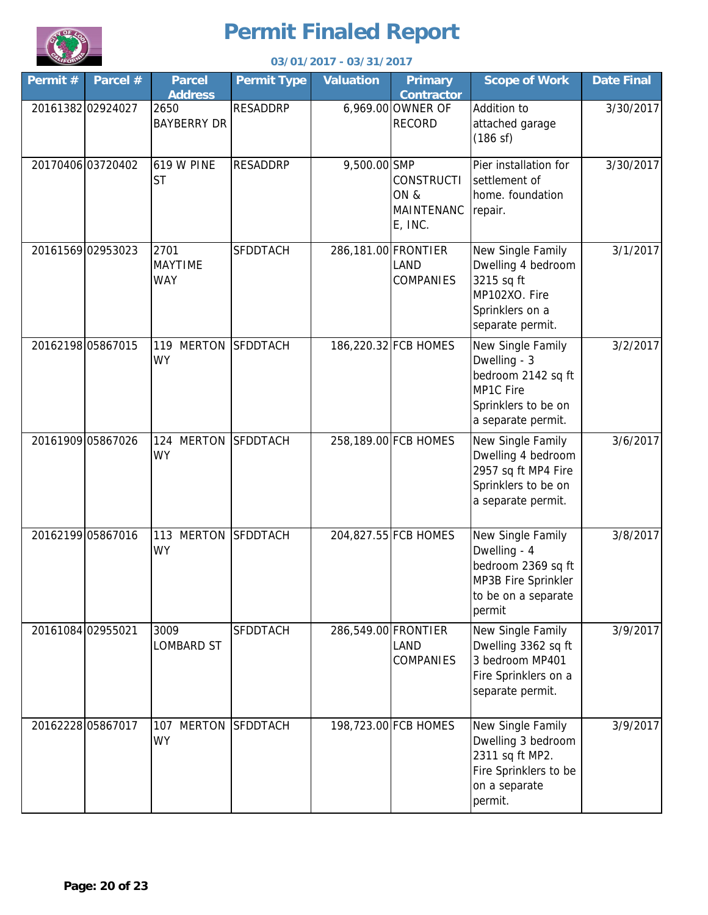# Permit Finaled Report

**03/01/2017 - 03/31/2017**

| Permit # | Parcel # | Parcel Address | Permit Type | Valuation | Primary Contractor | Scope of Work | Date Final |
|---|---|---|---|---|---|---|---|
| 20161382 | 02924027 | 2650 BAYBERRY DR | RESADDRP | 6,969.00 | OWNER OF RECORD | Addition to attached garage (186 sf) | 3/30/2017 |
| 20170406 | 03720402 | 619 W PINE ST | RESADDRP | 9,500.00 | SMP CONSTRUCTION & MAINTENANCE, INC. | Pier installation for settlement of home. foundation repair. | 3/30/2017 |
| 20161569 | 02953023 | 2701 MAYTIME WAY | SFDDTACH | 286,181.00 | FRONTIER LAND COMPANIES | New Single Family Dwelling 4 bedroom 3215 sq ft MP102XO. Fire Sprinklers on a separate permit. | 3/1/2017 |
| 20162198 | 05867015 | 119 MERTON WY | SFDDTACH | 186,220.32 | FCB HOMES | New Single Family Dwelling - 3 bedroom 2142 sq ft MP1C Fire Sprinklers to be on a separate permit. | 3/2/2017 |
| 20161909 | 05867026 | 124 MERTON WY | SFDDTACH | 258,189.00 | FCB HOMES | New Single Family Dwelling 4 bedroom 2957 sq ft MP4 Fire Sprinklers to be on a separate permit. | 3/6/2017 |
| 20162199 | 05867016 | 113 MERTON WY | SFDDTACH | 204,827.55 | FCB HOMES | New Single Family Dwelling - 4 bedroom 2369 sq ft MP3B Fire Sprinkler to be on a separate permit | 3/8/2017 |
| 20161084 | 02955021 | 3009 LOMBARD ST | SFDDTACH | 286,549.00 | FRONTIER LAND COMPANIES | New Single Family Dwelling 3362 sq ft 3 bedroom MP401 Fire Sprinklers on a separate permit. | 3/9/2017 |
| 20162228 | 05867017 | 107 MERTON WY | SFDDTACH | 198,723.00 | FCB HOMES | New Single Family Dwelling 3 bedroom 2311 sq ft MP2. Fire Sprinklers to be on a separate permit. | 3/9/2017 |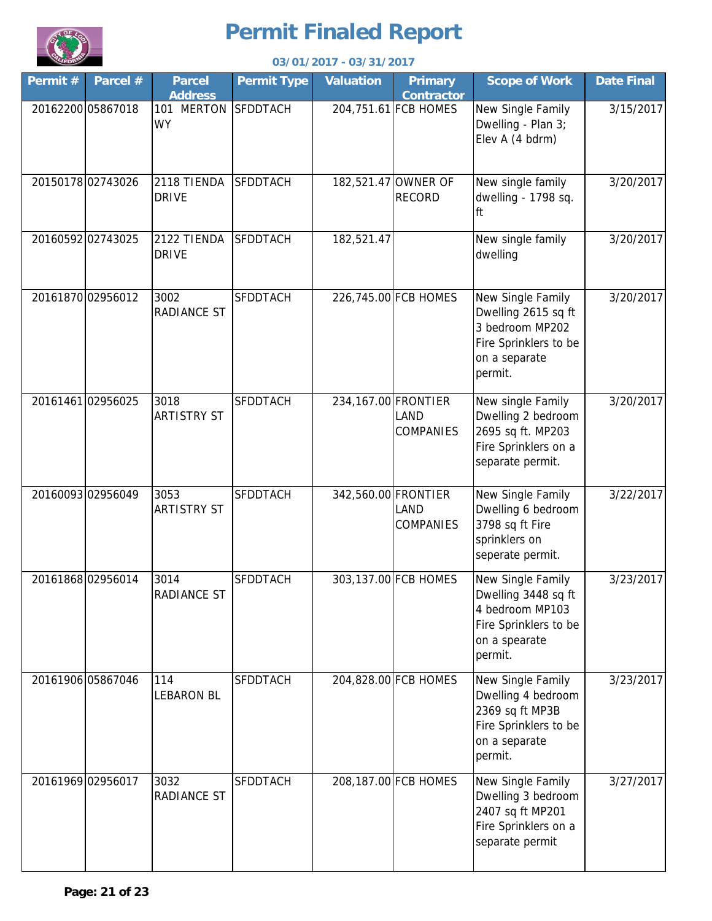# Permit Finaled Report

**03/01/2017 - 03/31/2017**

| Permit # | Parcel # | Parcel Address | Permit Type | Valuation | Primary Contractor | Scope of Work | Date Final |
|---|---|---|---|---|---|---|---|
| 20162200 | 05867018 | 101 MERTON WY | SFDDTACH | 204,751.61 | FCB HOMES | New Single Family Dwelling - Plan 3; Elev A (4 bdrm) | 3/15/2017 |
| 20150178 | 02743026 | 2118 TIENDA DRIVE | SFDDTACH | 182,521.47 | OWNER OF RECORD | New single family dwelling - 1798 sq. ft | 3/20/2017 |
| 20160592 | 02743025 | 2122 TIENDA DRIVE | SFDDTACH | 182,521.47 | | New single family dwelling | 3/20/2017 |
| 20161870 | 02956012 | 3002 RADIANCE ST | SFDDTACH | 226,745.00 | FCB HOMES | New Single Family Dwelling 2615 sq ft 3 bedroom MP202 Fire Sprinklers to be on a separate permit. | 3/20/2017 |
| 20161461 | 02956025 | 3018 ARTISTRY ST | SFDDTACH | 234,167.00 | FRONTIER LAND COMPANIES | New single Family Dwelling 2 bedroom 2695 sq ft. MP203 Fire Sprinklers on a separate permit. | 3/20/2017 |
| 20160093 | 02956049 | 3053 ARTISTRY ST | SFDDTACH | 342,560.00 | FRONTIER LAND COMPANIES | New Single Family Dwelling 6 bedroom 3798 sq ft Fire sprinklers on seperate permit. | 3/22/2017 |
| 20161868 | 02956014 | 3014 RADIANCE ST | SFDDTACH | 303,137.00 | FCB HOMES | New Single Family Dwelling 3448 sq ft 4 bedroom MP103 Fire Sprinklers to be on a spearate permit. | 3/23/2017 |
| 20161906 | 05867046 | 114 LEBARON BL | SFDDTACH | 204,828.00 | FCB HOMES | New Single Family Dwelling 4 bedroom 2369 sq ft MP3B Fire Sprinklers to be on a separate permit. | 3/23/2017 |
| 20161969 | 02956017 | 3032 RADIANCE ST | SFDDTACH | 208,187.00 | FCB HOMES | New Single Family Dwelling 3 bedroom 2407 sq ft MP201 Fire Sprinklers on a separate permit | 3/27/2017 |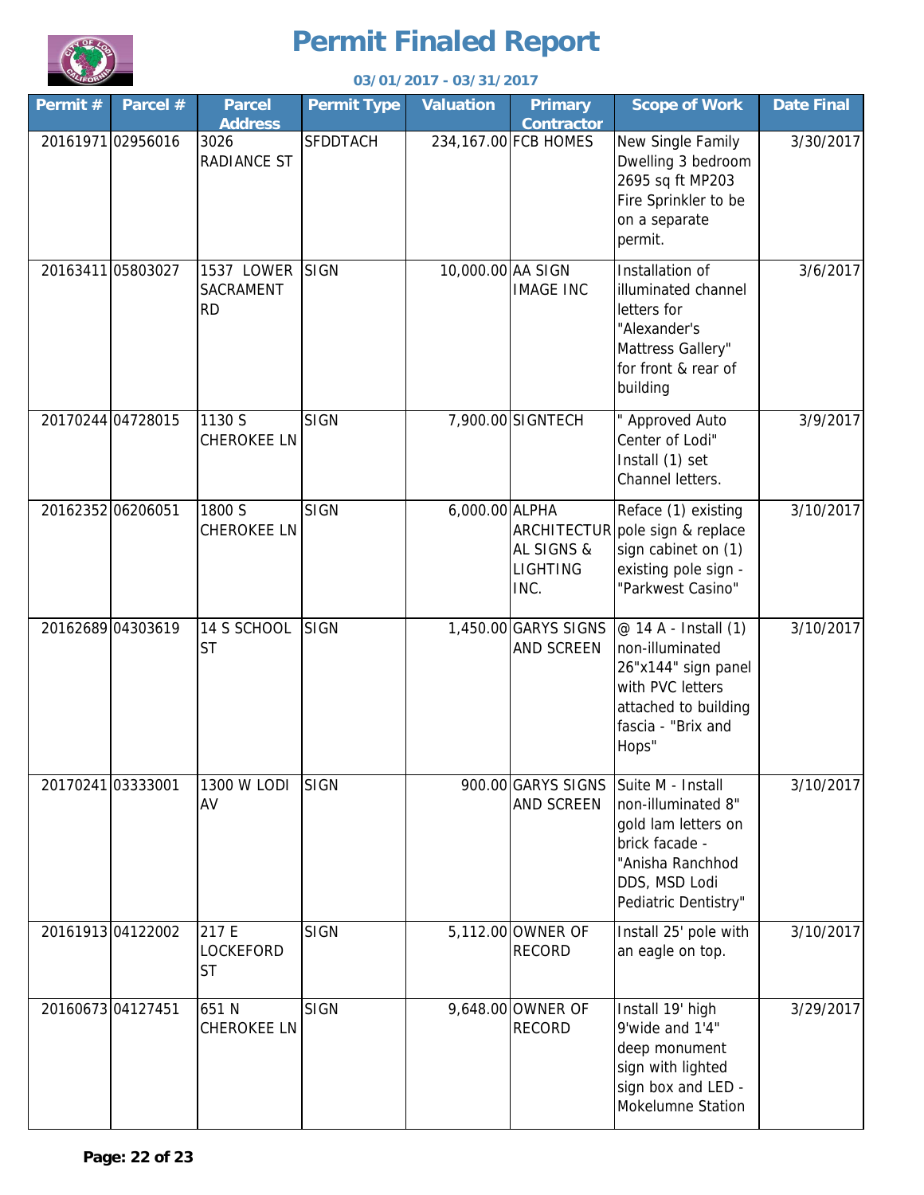# Permit Finaled Report

**03/01/2017 - 03/31/2017**

| Permit # | Parcel # | Parcel Address | Permit Type | Valuation | Primary Contractor | Scope of Work | Date Final |
|---|---|---|---|---|---|---|---|
| 20161971 | 02956016 | 3026 RADIANCE ST | SFDDTACH | 234,167.00 | FCB HOMES | New Single Family Dwelling 3 bedroom 2695 sq ft MP203 Fire Sprinkler to be on a separate permit. | 3/30/2017 |
| 20163411 | 05803027 | 1537 LOWER SACRAMENT RD | SIGN | 10,000.00 | AA SIGN IMAGE INC | Installation of illuminated channel letters for "Alexander's Mattress Gallery" for front & rear of building | 3/6/2017 |
| 20170244 | 04728015 | 1130 S CHEROKEE LN | SIGN | 7,900.00 | SIGNTECH | " Approved Auto Center of Lodi" Install (1) set Channel letters. | 3/9/2017 |
| 20162352 | 06206051 | 1800 S CHEROKEE LN | SIGN | 6,000.00 | ALPHA ARCHITECTURAL SIGNS & LIGHTING INC. | Reface (1) existing pole sign & replace sign cabinet on (1) existing pole sign - "Parkwest Casino" | 3/10/2017 |
| 20162689 | 04303619 | 14 S SCHOOL ST | SIGN | 1,450.00 | GARYS SIGNS AND SCREEN | @ 14 A - Install (1) non-illuminated 26"x144" sign panel with PVC letters attached to building fascia - "Brix and Hops" | 3/10/2017 |
| 20170241 | 03333001 | 1300 W LODI AV | SIGN | 900.00 | GARYS SIGNS AND SCREEN | Suite M - Install non-illuminated 8" gold lam letters on brick facade - "Anisha Ranchhod DDS, MSD Lodi Pediatric Dentistry" | 3/10/2017 |
| 20161913 | 04122002 | 217 E LOCKEFORD ST | SIGN | 5,112.00 | OWNER OF RECORD | Install 25' pole with an eagle on top. | 3/10/2017 |
| 20160673 | 04127451 | 651 N CHEROKEE LN | SIGN | 9,648.00 | OWNER OF RECORD | Install 19' high 9'wide and 1'4" deep monument sign with lighted sign box and LED - Mokelumne Station | 3/29/2017 |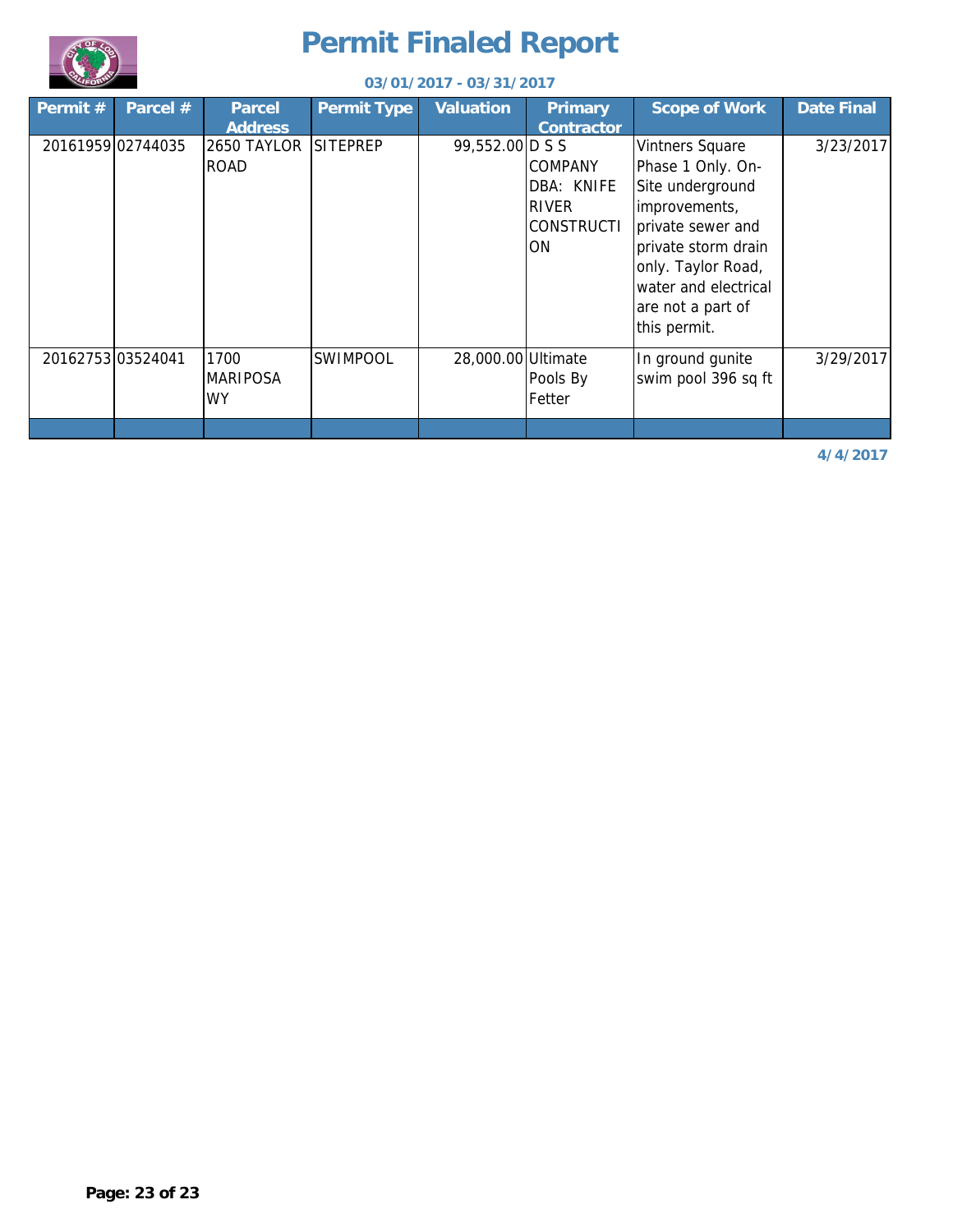# Permit Finaled Report

**03/01/2017 - 03/31/2017**

| Permit # | Parcel # | Parcel Address | Permit Type | Valuation | Primary Contractor | Scope of Work | Date Final |
|---|---|---|---|---|---|---|---|
| 20161959 | 02744035 | 2650 TAYLOR ROAD | SITEPREP | 99,552.00 | D S S COMPANY DBA: KNIFE RIVER CONSTRUCTION | Vintners Square Phase 1 Only. On-Site underground improvements, private sewer and private storm drain only. Taylor Road, water and electrical are not a part of this permit. | 3/23/2017 |
| 20162753 | 03524041 | 1700 MARIPOSA WY | SWIMPOOL | 28,000.00 | Ultimate Pools By Fetter | In ground gunite swim pool 396 sq ft | 3/29/2017 |
| | | | | | | | |

4/4/2017